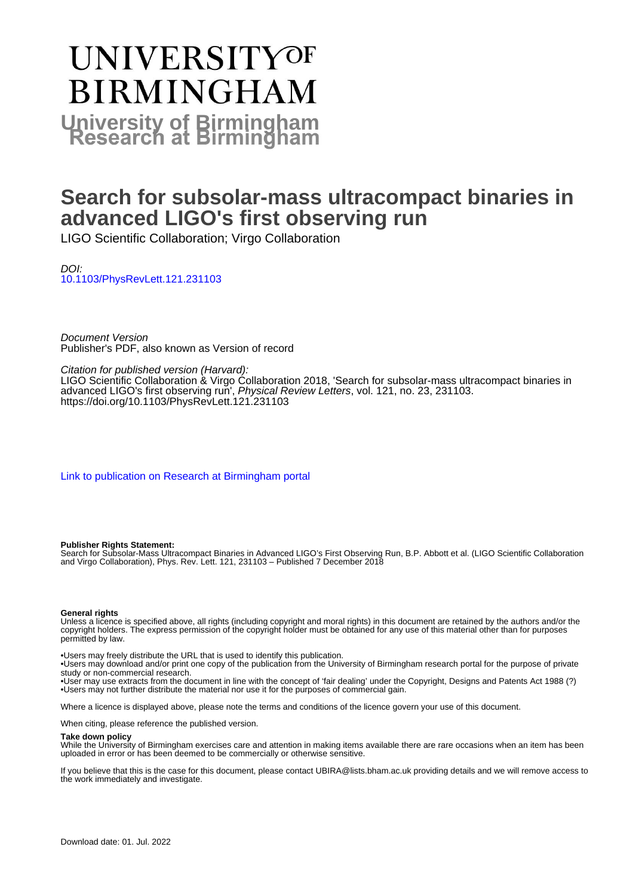# UNIVERSITY OF BIRMINGHAM

**University of Birmingham Research at Birmingham**

# Search for subsolar-mass ultracompact binaries in advanced LIGO's first observing run

LIGO Scientific Collaboration; Virgo Collaboration

*DOI:*
10.1103/PhysRevLett.121.231103

*Document Version*
Publisher's PDF, also known as Version of record

*Citation for published version (Harvard):*
LIGO Scientific Collaboration & Virgo Collaboration 2018, 'Search for subsolar-mass ultracompact binaries in advanced LIGO's first observing run', *Physical Review Letters*, vol. 121, no. 23, 231103. https://doi.org/10.1103/PhysRevLett.121.231103

Link to publication on Research at Birmingham portal

**Publisher Rights Statement:**
Search for Subsolar-Mass Ultracompact Binaries in Advanced LIGO's First Observing Run, B.P. Abbott et al. (LIGO Scientific Collaboration and Virgo Collaboration), Phys. Rev. Lett. 121, 231103 – Published 7 December 2018

**General rights**
Unless a licence is specified above, all rights (including copyright and moral rights) in this document are retained by the authors and/or the copyright holders. The express permission of the copyright holder must be obtained for any use of this material other than for purposes permitted by law.

•Users may freely distribute the URL that is used to identify this publication.
•Users may download and/or print one copy of the publication from the University of Birmingham research portal for the purpose of private study or non-commercial research.
•User may use extracts from the document in line with the concept of 'fair dealing' under the Copyright, Designs and Patents Act 1988 (?)
•Users may not further distribute the material nor use it for the purposes of commercial gain.

Where a licence is displayed above, please note the terms and conditions of the licence govern your use of this document.

When citing, please reference the published version.

**Take down policy**
While the University of Birmingham exercises care and attention in making items available there are rare occasions when an item has been uploaded in error or has been deemed to be commercially or otherwise sensitive.

If you believe that this is the case for this document, please contact UBIRA@lists.bham.ac.uk providing details and we will remove access to the work immediately and investigate.

Download date: 01. Jul. 2022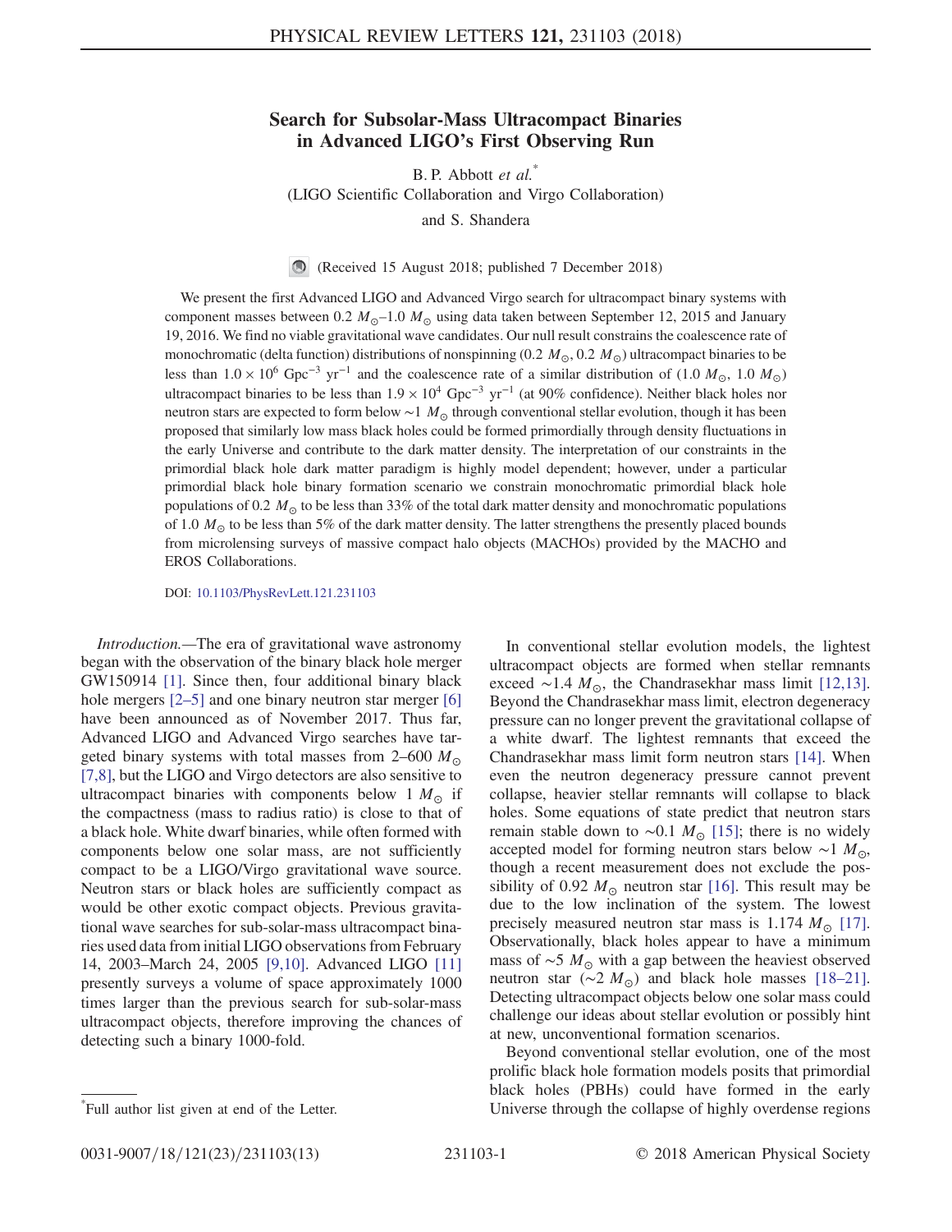# Search for Subsolar-Mass Ultracompact Binaries in Advanced LIGO's First Observing Run

B. P. Abbott *et al.*[*]

(LIGO Scientific Collaboration and Virgo Collaboration)

and S. Shandera

(Received 15 August 2018; published 7 December 2018)

We present the first Advanced LIGO and Advanced Virgo search for ultracompact binary systems with component masses between 0.2 $M_\odot$–1.0 $M_\odot$ using data taken between September 12, 2015 and January 19, 2016. We find no viable gravitational wave candidates. Our null result constrains the coalescence rate of monochromatic (delta function) distributions of nonspinning (0.2 $M_\odot$, 0.2 $M_\odot$) ultracompact binaries to be less than $1.0 \times 10^6\ \mathrm{Gpc}^{-3}\ \mathrm{yr}^{-1}$ and the coalescence rate of a similar distribution of (1.0 $M_\odot$, 1.0 $M_\odot$) ultracompact binaries to be less than $1.9 \times 10^4\ \mathrm{Gpc}^{-3}\ \mathrm{yr}^{-1}$ (at 90% confidence). Neither black holes nor neutron stars are expected to form below $\sim$1 $M_\odot$ through conventional stellar evolution, though it has been proposed that similarly low mass black holes could be formed primordially through density fluctuations in the early Universe and contribute to the dark matter density. The interpretation of our constraints in the primordial black hole dark matter paradigm is highly model dependent; however, under a particular primordial black hole binary formation scenario we constrain monochromatic primordial black hole populations of 0.2 $M_\odot$ to be less than 33% of the total dark matter density and monochromatic populations of 1.0 $M_\odot$ to be less than 5% of the dark matter density. The latter strengthens the presently placed bounds from microlensing surveys of massive compact halo objects (MACHOs) provided by the MACHO and EROS Collaborations.

DOI: 10.1103/PhysRevLett.121.231103

*Introduction.*—The era of gravitational wave astronomy began with the observation of the binary black hole merger GW150914 [1]. Since then, four additional binary black hole mergers [2–5] and one binary neutron star merger [6] have been announced as of November 2017. Thus far, Advanced LIGO and Advanced Virgo searches have targeted binary systems with total masses from 2–600 $M_\odot$ [7,8], but the LIGO and Virgo detectors are also sensitive to ultracompact binaries with components below 1 $M_\odot$ if the compactness (mass to radius ratio) is close to that of a black hole. White dwarf binaries, while often formed with components below one solar mass, are not sufficiently compact to be a LIGO/Virgo gravitational wave source. Neutron stars or black holes are sufficiently compact as would be other exotic compact objects. Previous gravitational wave searches for sub-solar-mass ultracompact binaries used data from initial LIGO observations from February 14, 2003–March 24, 2005 [9,10]. Advanced LIGO [11] presently surveys a volume of space approximately 1000 times larger than the previous search for sub-solar-mass ultracompact objects, therefore improving the chances of detecting such a binary 1000-fold.

In conventional stellar evolution models, the lightest ultracompact objects are formed when stellar remnants exceed $\sim$1.4 $M_\odot$, the Chandrasekhar mass limit [12,13]. Beyond the Chandrasekhar mass limit, electron degeneracy pressure can no longer prevent the gravitational collapse of a white dwarf. The lightest remnants that exceed the Chandrasekhar mass limit form neutron stars [14]. When even the neutron degeneracy pressure cannot prevent collapse, heavier stellar remnants will collapse to black holes. Some equations of state predict that neutron stars remain stable down to $\sim$0.1 $M_\odot$ [15]; there is no widely accepted model for forming neutron stars below $\sim$1 $M_\odot$, though a recent measurement does not exclude the possibility of 0.92 $M_\odot$ neutron star [16]. This result may be due to the low inclination of the system. The lowest precisely measured neutron star mass is 1.174 $M_\odot$ [17]. Observationally, black holes appear to have a minimum mass of $\sim$5 $M_\odot$ with a gap between the heaviest observed neutron star ($\sim$2 $M_\odot$) and black hole masses [18–21]. Detecting ultracompact objects below one solar mass could challenge our ideas about stellar evolution or possibly hint at new, unconventional formation scenarios.

Beyond conventional stellar evolution, one of the most prolific black hole formation models posits that primordial black holes (PBHs) could have formed in the early Universe through the collapse of highly overdense regions

[*]Full author list given at end of the Letter.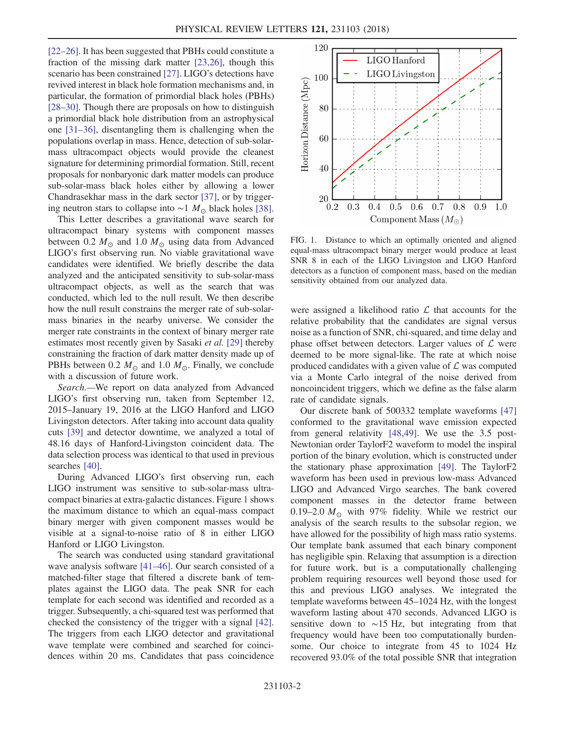[22–26]. It has been suggested that PBHs could constitute a fraction of the missing dark matter [23,26], though this scenario has been constrained [27]. LIGO's detections have revived interest in black hole formation mechanisms and, in particular, the formation of primordial black holes (PBHs) [28–30]. Though there are proposals on how to distinguish a primordial black hole distribution from an astrophysical one [31–36], disentangling them is challenging when the populations overlap in mass. Hence, detection of sub-solar-mass ultracompact objects would provide the cleanest signature for determining primordial formation. Still, recent proposals for nonbaryonic dark matter models can produce sub-solar-mass black holes either by allowing a lower Chandrasekhar mass in the dark sector [37], or by triggering neutron stars to collapse into $\sim 1\ M_{\odot}$ black holes [38].

This Letter describes a gravitational wave search for ultracompact binary systems with component masses between $0.2\ M_{\odot}$ and $1.0\ M_{\odot}$ using data from Advanced LIGO's first observing run. No viable gravitational wave candidates were identified. We briefly describe the data analyzed and the anticipated sensitivity to sub-solar-mass ultracompact objects, as well as the search that was conducted, which led to the null result. We then describe how the null result constrains the merger rate of sub-solar-mass binaries in the nearby universe. We consider the merger rate constraints in the context of binary merger rate estimates most recently given by Sasaki *et al.* [29] thereby constraining the fraction of dark matter density made up of PBHs between $0.2\ M_{\odot}$ and $1.0\ M_{\odot}$. Finally, we conclude with a discussion of future work.

*Search.*—We report on data analyzed from Advanced LIGO's first observing run, taken from September 12, 2015–January 19, 2016 at the LIGO Hanford and LIGO Livingston detectors. After taking into account data quality cuts [39] and detector downtime, we analyzed a total of 48.16 days of Hanford-Livingston coincident data. The data selection process was identical to that used in previous searches [40].

During Advanced LIGO's first observing run, each LIGO instrument was sensitive to sub-solar-mass ultracompact binaries at extra-galactic distances. Figure 1 shows the maximum distance to which an equal-mass compact binary merger with given component masses would be visible at a signal-to-noise ratio of 8 in either LIGO Hanford or LIGO Livingston.

The search was conducted using standard gravitational wave analysis software [41–46]. Our search consisted of a matched-filter stage that filtered a discrete bank of templates against the LIGO data. The peak SNR for each template for each second was identified and recorded as a trigger. Subsequently, a chi-squared test was performed that checked the consistency of the trigger with a signal [42]. The triggers from each LIGO detector and gravitational wave template were combined and searched for coincidences within 20 ms. Candidates that pass coincidence were assigned a likelihood ratio $\mathcal{L}$ that accounts for the relative probability that the candidates are signal versus noise as a function of SNR, chi-squared, and time delay and phase offset between detectors. Larger values of $\mathcal{L}$ were deemed to be more signal-like. The rate at which noise produced candidates with a given value of $\mathcal{L}$ was computed via a Monte Carlo integral of the noise derived from noncoincident triggers, which we define as the false alarm rate of candidate signals.

FIG. 1. Distance to which an optimally oriented and aligned equal-mass ultracompact binary merger would produce at least SNR 8 in each of the LIGO Livingston and LIGO Hanford detectors as a function of component mass, based on the median sensitivity obtained from our analyzed data.

Our discrete bank of 500332 template waveforms [47] conformed to the gravitational wave emission expected from general relativity [48,49]. We use the 3.5 post-Newtonian order TaylorF2 waveform to model the inspiral portion of the binary evolution, which is constructed under the stationary phase approximation [49]. The TaylorF2 waveform has been used in previous low-mass Advanced LIGO and Advanced Virgo searches. The bank covered component masses in the detector frame between 0.19–2.0 $M_{\odot}$ with 97% fidelity. While we restrict our analysis of the search results to the subsolar region, we have allowed for the possibility of high mass ratio systems. Our template bank assumed that each binary component has negligible spin. Relaxing that assumption is a direction for future work, but is a computationally challenging problem requiring resources well beyond those used for this and previous LIGO analyses. We integrated the template waveforms between 45–1024 Hz, with the longest waveform lasting about 470 seconds. Advanced LIGO is sensitive down to $\sim$15 Hz, but integrating from that frequency would have been too computationally burdensome. Our choice to integrate from 45 to 1024 Hz recovered 93.0% of the total possible SNR that integration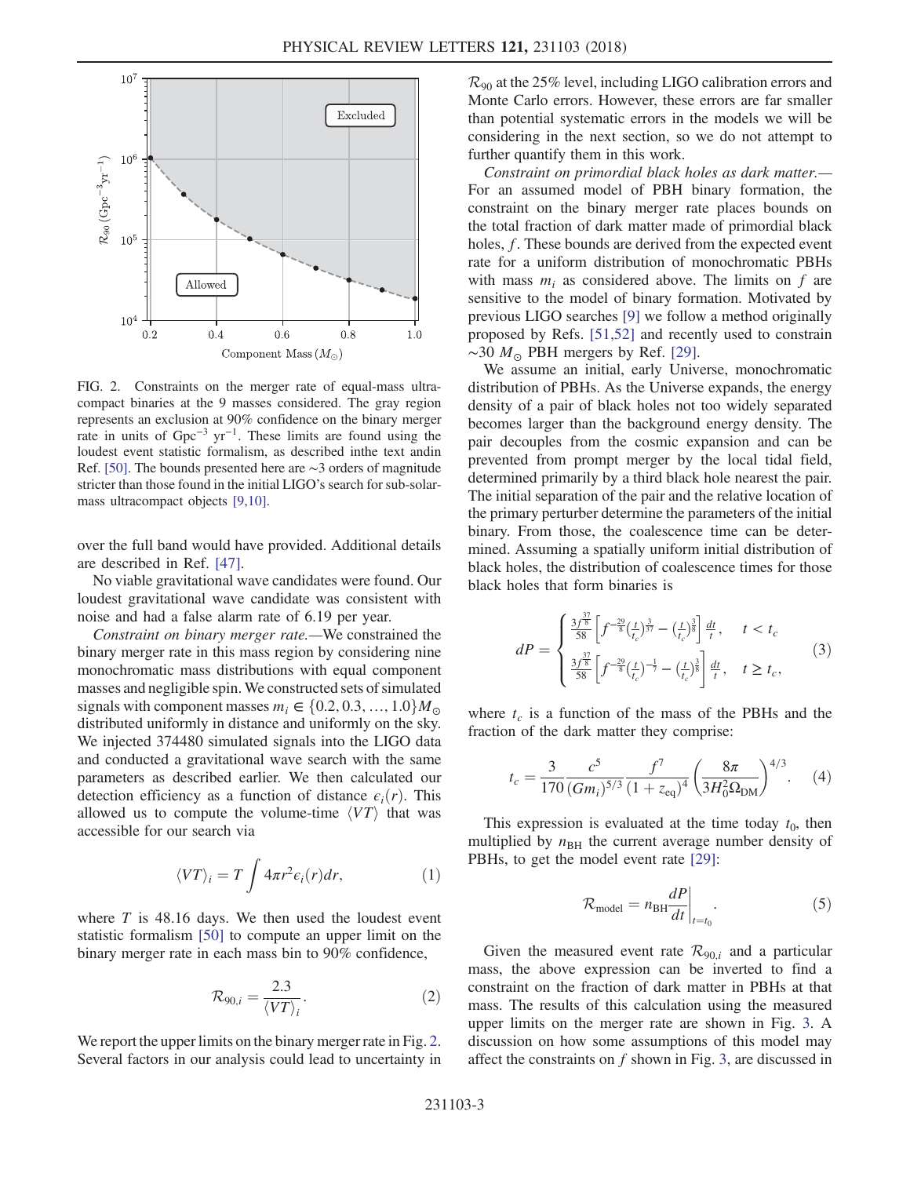FIG. 2. Constraints on the merger rate of equal-mass ultracompact binaries at the 9 masses considered. The gray region represents an exclusion at 90% confidence on the binary merger rate in units of $\mathrm{Gpc}^{-3}\,\mathrm{yr}^{-1}$. These limits are found using the loudest event statistic formalism, as described inthe text andin Ref. [50]. The bounds presented here are ∼3 orders of magnitude stricter than those found in the initial LIGO's search for sub-solar-mass ultracompact objects [9,10].

over the full band would have provided. Additional details are described in Ref. [47].

No viable gravitational wave candidates were found. Our loudest gravitational wave candidate was consistent with noise and had a false alarm rate of 6.19 per year.

*Constraint on binary merger rate.*—We constrained the binary merger rate in this mass region by considering nine monochromatic mass distributions with equal component masses and negligible spin. We constructed sets of simulated signals with component masses $m_i \in \{0.2, 0.3, \ldots, 1.0\} M_\odot$ distributed uniformly in distance and uniformly on the sky. We injected 374480 simulated signals into the LIGO data and conducted a gravitational wave search with the same parameters as described earlier. We then calculated our detection efficiency as a function of distance $\epsilon_i(r)$. This allowed us to compute the volume-time $\langle VT \rangle$ that was accessible for our search via

$$\langle VT \rangle_i = T \int 4\pi r^2 \epsilon_i(r) dr, \tag{1}$$

where $T$ is 48.16 days. We then used the loudest event statistic formalism [50] to compute an upper limit on the binary merger rate in each mass bin to 90% confidence,

$$\mathcal{R}_{90,i} = \frac{2.3}{\langle VT \rangle_i}. \tag{2}$$

We report the upper limits on the binary merger rate in Fig. 2. Several factors in our analysis could lead to uncertainty in $\mathcal{R}_{90}$ at the 25% level, including LIGO calibration errors and Monte Carlo errors. However, these errors are far smaller than potential systematic errors in the models we will be considering in the next section, so we do not attempt to further quantify them in this work.

*Constraint on primordial black holes as dark matter.*—For an assumed model of PBH binary formation, the constraint on the binary merger rate places bounds on the total fraction of dark matter made of primordial black holes, $f$. These bounds are derived from the expected event rate for a uniform distribution of monochromatic PBHs with mass $m_i$ as considered above. The limits on $f$ are sensitive to the model of binary formation. Motivated by previous LIGO searches [9] we follow a method originally proposed by Refs. [51,52] and recently used to constrain $\sim 30\ M_\odot$ PBH mergers by Ref. [29].

We assume an initial, early Universe, monochromatic distribution of PBHs. As the Universe expands, the energy density of a pair of black holes not too widely separated becomes larger than the background energy density. The pair decouples from the cosmic expansion and can be prevented from prompt merger by the local tidal field, determined primarily by a third black hole nearest the pair. The initial separation of the pair and the relative location of the primary perturber determine the parameters of the initial binary. From those, the coalescence time can be determined. Assuming a spatially uniform initial distribution of black holes, the distribution of coalescence times for those black holes that form binaries is

$$dP = \begin{cases} \frac{3f^{\frac{37}{8}}}{58}\left[f^{-\frac{29}{8}}\left(\frac{t}{t_c}\right)^{\frac{3}{37}} - \left(\frac{t}{t_c}\right)^{\frac{3}{8}}\right]\frac{dt}{t}, & t < t_c \\ \frac{3f^{\frac{37}{8}}}{58}\left[f^{-\frac{29}{8}}\left(\frac{t}{t_c}\right)^{-\frac{1}{7}} - \left(\frac{t}{t_c}\right)^{\frac{3}{8}}\right]\frac{dt}{t}, & t \geq t_c, \end{cases} \tag{3}$$

where $t_c$ is a function of the mass of the PBHs and the fraction of the dark matter they comprise:

$$t_c = \frac{3}{170}\frac{c^5}{(Gm_i)^{5/3}}\frac{f^7}{(1+z_{\mathrm{eq}})^4}\left(\frac{8\pi}{3H_0^2\Omega_{\mathrm{DM}}}\right)^{4/3}. \tag{4}$$

This expression is evaluated at the time today $t_0$, then multiplied by $n_{\mathrm{BH}}$ the current average number density of PBHs, to get the model event rate [29]:

$$\mathcal{R}_{\mathrm{model}} = n_{\mathrm{BH}}\frac{dP}{dt}\bigg|_{t=t_0}. \tag{5}$$

Given the measured event rate $\mathcal{R}_{90,i}$ and a particular mass, the above expression can be inverted to find a constraint on the fraction of dark matter in PBHs at that mass. The results of this calculation using the measured upper limits on the merger rate are shown in Fig. 3. A discussion on how some assumptions of this model may affect the constraints on $f$ shown in Fig. 3, are discussed in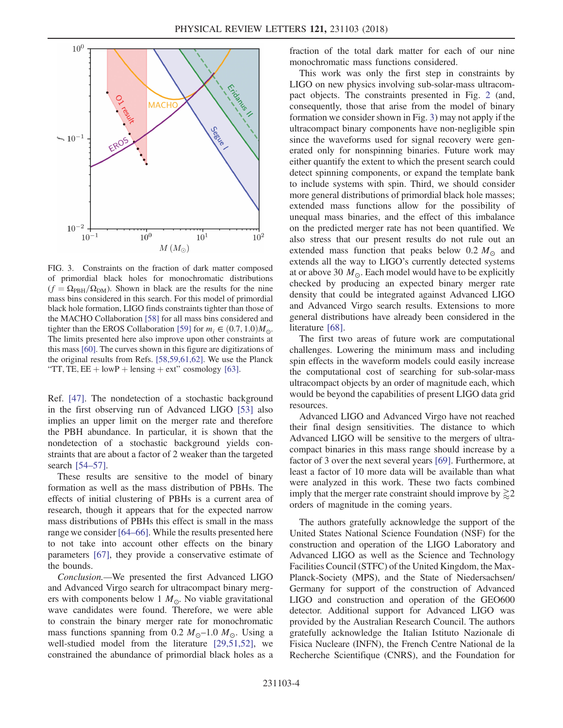FIG. 3. Constraints on the fraction of dark matter composed of primordial black holes for monochromatic distributions ($f = \Omega_{\rm PBH}/\Omega_{\rm DM}$). Shown in black are the results for the nine mass bins considered in this search. For this model of primordial black hole formation, LIGO finds constraints tighter than those of the MACHO Collaboration [58] for all mass bins considered and tighter than the EROS Collaboration [59] for $m_i \in (0.7, 1.0)M_\odot$. The limits presented here also improve upon other constraints at this mass [60]. The curves shown in this figure are digitizations of the original results from Refs. [58,59,61,62]. We use the Planck "TT, TE, EE + lowP + lensing + ext" cosmology [63].

Ref. [47]. The nondetection of a stochastic background in the first observing run of Advanced LIGO [53] also implies an upper limit on the merger rate and therefore the PBH abundance. In particular, it is shown that the nondetection of a stochastic background yields constraints that are about a factor of 2 weaker than the targeted search [54–57].

These results are sensitive to the model of binary formation as well as the mass distribution of PBHs. The effects of initial clustering of PBHs is a current area of research, though it appears that for the expected narrow mass distributions of PBHs this effect is small in the mass range we consider [64–66]. While the results presented here to not take into account other effects on the binary parameters [67], they provide a conservative estimate of the bounds.

*Conclusion.*—We presented the first Advanced LIGO and Advanced Virgo search for ultracompact binary mergers with components below 1 $M_\odot$. No viable gravitational wave candidates were found. Therefore, we were able to constrain the binary merger rate for monochromatic mass functions spanning from 0.2 $M_\odot$–1.0 $M_\odot$. Using a well-studied model from the literature [29,51,52], we constrained the abundance of primordial black holes as a fraction of the total dark matter for each of our nine monochromatic mass functions considered.

This work was only the first step in constraints by LIGO on new physics involving sub-solar-mass ultracompact objects. The constraints presented in Fig. 2 (and, consequently, those that arise from the model of binary formation we consider shown in Fig. 3) may not apply if the ultracompact binary components have non-negligible spin since the waveforms used for signal recovery were generated only for nonspinning binaries. Future work may either quantify the extent to which the present search could detect spinning components, or expand the template bank to include systems with spin. Third, we should consider more general distributions of primordial black hole masses; extended mass functions allow for the possibility of unequal mass binaries, and the effect of this imbalance on the predicted merger rate has not been quantified. We also stress that our present results do not rule out an extended mass function that peaks below 0.2 $M_\odot$ and extends all the way to LIGO's currently detected systems at or above 30 $M_\odot$. Each model would have to be explicitly checked by producing an expected binary merger rate density that could be integrated against Advanced LIGO and Advanced Virgo search results. Extensions to more general distributions have already been considered in the literature [68].

The first two areas of future work are computational challenges. Lowering the minimum mass and including spin effects in the waveform models could easily increase the computational cost of searching for sub-solar-mass ultracompact objects by an order of magnitude each, which would be beyond the capabilities of present LIGO data grid resources.

Advanced LIGO and Advanced Virgo have not reached their final design sensitivities. The distance to which Advanced LIGO will be sensitive to the mergers of ultracompact binaries in this mass range should increase by a factor of 3 over the next several years [69]. Furthermore, at least a factor of 10 more data will be available than what were analyzed in this work. These two facts combined imply that the merger rate constraint should improve by $\gtrsim 2$ orders of magnitude in the coming years.

The authors gratefully acknowledge the support of the United States National Science Foundation (NSF) for the construction and operation of the LIGO Laboratory and Advanced LIGO as well as the Science and Technology Facilities Council (STFC) of the United Kingdom, the Max-Planck-Society (MPS), and the State of Niedersachsen/Germany for support of the construction of Advanced LIGO and construction and operation of the GEO600 detector. Additional support for Advanced LIGO was provided by the Australian Research Council. The authors gratefully acknowledge the Italian Istituto Nazionale di Fisica Nucleare (INFN), the French Centre National de la Recherche Scientifique (CNRS), and the Foundation for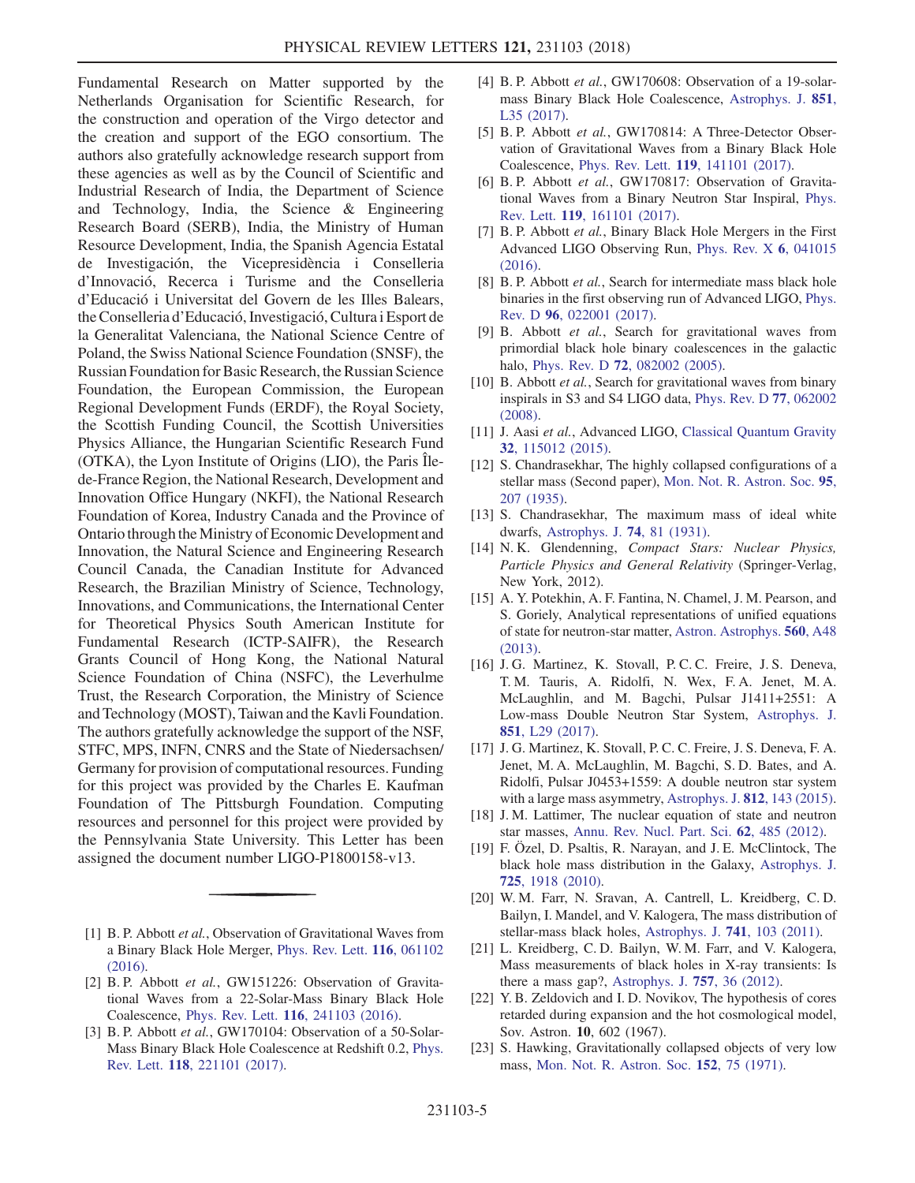Fundamental Research on Matter supported by the Netherlands Organisation for Scientific Research, for the construction and operation of the Virgo detector and the creation and support of the EGO consortium. The authors also gratefully acknowledge research support from these agencies as well as by the Council of Scientific and Industrial Research of India, the Department of Science and Technology, India, the Science & Engineering Research Board (SERB), India, the Ministry of Human Resource Development, India, the Spanish Agencia Estatal de Investigación, the Vicepresidència i Conselleria d'Innovació, Recerca i Turisme and the Conselleria d'Educació i Universitat del Govern de les Illes Balears, the Conselleria d'Educació, Investigació, Cultura i Esport de la Generalitat Valenciana, the National Science Centre of Poland, the Swiss National Science Foundation (SNSF), the Russian Foundation for Basic Research, the Russian Science Foundation, the European Commission, the European Regional Development Funds (ERDF), the Royal Society, the Scottish Funding Council, the Scottish Universities Physics Alliance, the Hungarian Scientific Research Fund (OTKA), the Lyon Institute of Origins (LIO), the Paris Île-de-France Region, the National Research, Development and Innovation Office Hungary (NKFI), the National Research Foundation of Korea, Industry Canada and the Province of Ontario through the Ministry of Economic Development and Innovation, the Natural Science and Engineering Research Council Canada, the Canadian Institute for Advanced Research, the Brazilian Ministry of Science, Technology, Innovations, and Communications, the International Center for Theoretical Physics South American Institute for Fundamental Research (ICTP-SAIFR), the Research Grants Council of Hong Kong, the National Natural Science Foundation of China (NSFC), the Leverhulme Trust, the Research Corporation, the Ministry of Science and Technology (MOST), Taiwan and the Kavli Foundation. The authors gratefully acknowledge the support of the NSF, STFC, MPS, INFN, CNRS and the State of Niedersachsen/Germany for provision of computational resources. Funding for this project was provided by the Charles E. Kaufman Foundation of The Pittsburgh Foundation. Computing resources and personnel for this project were provided by the Pennsylvania State University. This Letter has been assigned the document number LIGO-P1800158-v13.

---

[1] B. P. Abbott *et al.*, Observation of Gravitational Waves from a Binary Black Hole Merger, Phys. Rev. Lett. **116**, 061102 (2016).

[2] B. P. Abbott *et al.*, GW151226: Observation of Gravitational Waves from a 22-Solar-Mass Binary Black Hole Coalescence, Phys. Rev. Lett. **116**, 241103 (2016).

[3] B. P. Abbott *et al.*, GW170104: Observation of a 50-Solar-Mass Binary Black Hole Coalescence at Redshift 0.2, Phys. Rev. Lett. **118**, 221101 (2017).

[4] B. P. Abbott *et al.*, GW170608: Observation of a 19-solar-mass Binary Black Hole Coalescence, Astrophys. J. **851**, L35 (2017).

[5] B. P. Abbott *et al.*, GW170814: A Three-Detector Observation of Gravitational Waves from a Binary Black Hole Coalescence, Phys. Rev. Lett. **119**, 141101 (2017).

[6] B. P. Abbott *et al.*, GW170817: Observation of Gravitational Waves from a Binary Neutron Star Inspiral, Phys. Rev. Lett. **119**, 161101 (2017).

[7] B. P. Abbott *et al.*, Binary Black Hole Mergers in the First Advanced LIGO Observing Run, Phys. Rev. X **6**, 041015 (2016).

[8] B. P. Abbott *et al.*, Search for intermediate mass black hole binaries in the first observing run of Advanced LIGO, Phys. Rev. D **96**, 022001 (2017).

[9] B. Abbott *et al.*, Search for gravitational waves from primordial black hole binary coalescences in the galactic halo, Phys. Rev. D **72**, 082002 (2005).

[10] B. Abbott *et al.*, Search for gravitational waves from binary inspirals in S3 and S4 LIGO data, Phys. Rev. D **77**, 062002 (2008).

[11] J. Aasi *et al.*, Advanced LIGO, Classical Quantum Gravity **32**, 115012 (2015).

[12] S. Chandrasekhar, The highly collapsed configurations of a stellar mass (Second paper), Mon. Not. R. Astron. Soc. **95**, 207 (1935).

[13] S. Chandrasekhar, The maximum mass of ideal white dwarfs, Astrophys. J. **74**, 81 (1931).

[14] N. K. Glendenning, *Compact Stars: Nuclear Physics, Particle Physics and General Relativity* (Springer-Verlag, New York, 2012).

[15] A. Y. Potekhin, A. F. Fantina, N. Chamel, J. M. Pearson, and S. Goriely, Analytical representations of unified equations of state for neutron-star matter, Astron. Astrophys. **560**, A48 (2013).

[16] J. G. Martinez, K. Stovall, P. C. C. Freire, J. S. Deneva, T. M. Tauris, A. Ridolfi, N. Wex, F. A. Jenet, M. A. McLaughlin, and M. Bagchi, Pulsar J1411+2551: A Low-mass Double Neutron Star System, Astrophys. J. **851**, L29 (2017).

[17] J. G. Martinez, K. Stovall, P. C. C. Freire, J. S. Deneva, F. A. Jenet, M. A. McLaughlin, M. Bagchi, S. D. Bates, and A. Ridolfi, Pulsar J0453+1559: A double neutron star system with a large mass asymmetry, Astrophys. J. **812**, 143 (2015).

[18] J. M. Lattimer, The nuclear equation of state and neutron star masses, Annu. Rev. Nucl. Part. Sci. **62**, 485 (2012).

[19] F. Özel, D. Psaltis, R. Narayan, and J. E. McClintock, The black hole mass distribution in the Galaxy, Astrophys. J. **725**, 1918 (2010).

[20] W. M. Farr, N. Sravan, A. Cantrell, L. Kreidberg, C. D. Bailyn, I. Mandel, and V. Kalogera, The mass distribution of stellar-mass black holes, Astrophys. J. **741**, 103 (2011).

[21] L. Kreidberg, C. D. Bailyn, W. M. Farr, and V. Kalogera, Mass measurements of black holes in X-ray transients: Is there a mass gap?, Astrophys. J. **757**, 36 (2012).

[22] Y. B. Zeldovich and I. D. Novikov, The hypothesis of cores retarded during expansion and the hot cosmological model, Sov. Astron. **10**, 602 (1967).

[23] S. Hawking, Gravitationally collapsed objects of very low mass, Mon. Not. R. Astron. Soc. **152**, 75 (1971).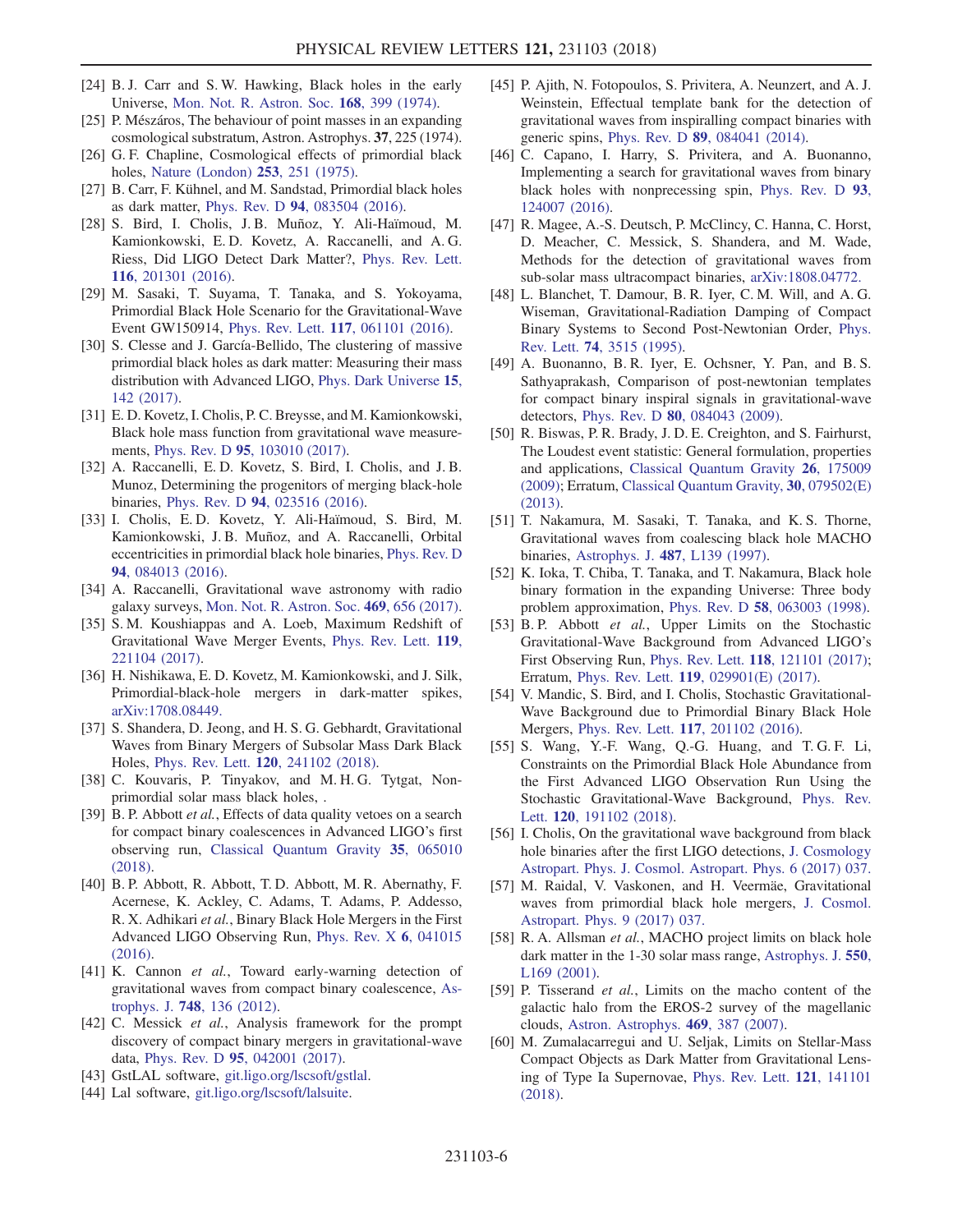[24] B. J. Carr and S. W. Hawking, Black holes in the early Universe, Mon. Not. R. Astron. Soc. **168**, 399 (1974).

[25] P. Mészáros, The behaviour of point masses in an expanding cosmological substratum, Astron. Astrophys. **37**, 225 (1974).

[26] G. F. Chapline, Cosmological effects of primordial black holes, Nature (London) **253**, 251 (1975).

[27] B. Carr, F. Kühnel, and M. Sandstad, Primordial black holes as dark matter, Phys. Rev. D **94**, 083504 (2016).

[28] S. Bird, I. Cholis, J. B. Muñoz, Y. Ali-Haïmoud, M. Kamionkowski, E. D. Kovetz, A. Raccanelli, and A. G. Riess, Did LIGO Detect Dark Matter?, Phys. Rev. Lett. **116**, 201301 (2016).

[29] M. Sasaki, T. Suyama, T. Tanaka, and S. Yokoyama, Primordial Black Hole Scenario for the Gravitational-Wave Event GW150914, Phys. Rev. Lett. **117**, 061101 (2016).

[30] S. Clesse and J. García-Bellido, The clustering of massive primordial black holes as dark matter: Measuring their mass distribution with Advanced LIGO, Phys. Dark Universe **15**, 142 (2017).

[31] E. D. Kovetz, I. Cholis, P. C. Breysse, and M. Kamionkowski, Black hole mass function from gravitational wave measurements, Phys. Rev. D **95**, 103010 (2017).

[32] A. Raccanelli, E. D. Kovetz, S. Bird, I. Cholis, and J. B. Munoz, Determining the progenitors of merging black-hole binaries, Phys. Rev. D **94**, 023516 (2016).

[33] I. Cholis, E. D. Kovetz, Y. Ali-Haïmoud, S. Bird, M. Kamionkowski, J. B. Muñoz, and A. Raccanelli, Orbital eccentricities in primordial black hole binaries, Phys. Rev. D **94**, 084013 (2016).

[34] A. Raccanelli, Gravitational wave astronomy with radio galaxy surveys, Mon. Not. R. Astron. Soc. **469**, 656 (2017).

[35] S. M. Koushiappas and A. Loeb, Maximum Redshift of Gravitational Wave Merger Events, Phys. Rev. Lett. **119**, 221104 (2017).

[36] H. Nishikawa, E. D. Kovetz, M. Kamionkowski, and J. Silk, Primordial-black-hole mergers in dark-matter spikes, arXiv:1708.08449.

[37] S. Shandera, D. Jeong, and H. S. G. Gebhardt, Gravitational Waves from Binary Mergers of Subsolar Mass Dark Black Holes, Phys. Rev. Lett. **120**, 241102 (2018).

[38] C. Kouvaris, P. Tinyakov, and M. H. G. Tytgat, Non-primordial solar mass black holes, .

[39] B. P. Abbott *et al.*, Effects of data quality vetoes on a search for compact binary coalescences in Advanced LIGO's first observing run, Classical Quantum Gravity **35**, 065010 (2018).

[40] B. P. Abbott, R. Abbott, T. D. Abbott, M. R. Abernathy, F. Acernese, K. Ackley, C. Adams, T. Adams, P. Addesso, R. X. Adhikari *et al.*, Binary Black Hole Mergers in the First Advanced LIGO Observing Run, Phys. Rev. X **6**, 041015 (2016).

[41] K. Cannon *et al.*, Toward early-warning detection of gravitational waves from compact binary coalescence, Astrophys. J. **748**, 136 (2012).

[42] C. Messick *et al.*, Analysis framework for the prompt discovery of compact binary mergers in gravitational-wave data, Phys. Rev. D **95**, 042001 (2017).

[43] GstLAL software, git.ligo.org/lscsoft/gstlal.

[44] Lal software, git.ligo.org/lscsoft/lalsuite.

[45] P. Ajith, N. Fotopoulos, S. Privitera, A. Neunzert, and A. J. Weinstein, Effectual template bank for the detection of gravitational waves from inspiralling compact binaries with generic spins, Phys. Rev. D **89**, 084041 (2014).

[46] C. Capano, I. Harry, S. Privitera, and A. Buonanno, Implementing a search for gravitational waves from binary black holes with nonprecessing spin, Phys. Rev. D **93**, 124007 (2016).

[47] R. Magee, A.-S. Deutsch, P. McClincy, C. Hanna, C. Horst, D. Meacher, C. Messick, S. Shandera, and M. Wade, Methods for the detection of gravitational waves from sub-solar mass ultracompact binaries, arXiv:1808.04772.

[48] L. Blanchet, T. Damour, B. R. Iyer, C. M. Will, and A. G. Wiseman, Gravitational-Radiation Damping of Compact Binary Systems to Second Post-Newtonian Order, Phys. Rev. Lett. **74**, 3515 (1995).

[49] A. Buonanno, B. R. Iyer, E. Ochsner, Y. Pan, and B. S. Sathyaprakash, Comparison of post-newtonian templates for compact binary inspiral signals in gravitational-wave detectors, Phys. Rev. D **80**, 084043 (2009).

[50] R. Biswas, P. R. Brady, J. D. E. Creighton, and S. Fairhurst, The Loudest event statistic: General formulation, properties and applications, Classical Quantum Gravity **26**, 175009 (2009); Erratum, Classical Quantum Gravity, **30**, 079502(E) (2013).

[51] T. Nakamura, M. Sasaki, T. Tanaka, and K. S. Thorne, Gravitational waves from coalescing black hole MACHO binaries, Astrophys. J. **487**, L139 (1997).

[52] K. Ioka, T. Chiba, T. Tanaka, and T. Nakamura, Black hole binary formation in the expanding Universe: Three body problem approximation, Phys. Rev. D **58**, 063003 (1998).

[53] B. P. Abbott *et al.*, Upper Limits on the Stochastic Gravitational-Wave Background from Advanced LIGO's First Observing Run, Phys. Rev. Lett. **118**, 121101 (2017); Erratum, Phys. Rev. Lett. **119**, 029901(E) (2017).

[54] V. Mandic, S. Bird, and I. Cholis, Stochastic Gravitational-Wave Background due to Primordial Binary Black Hole Mergers, Phys. Rev. Lett. **117**, 201102 (2016).

[55] S. Wang, Y.-F. Wang, Q.-G. Huang, and T. G. F. Li, Constraints on the Primordial Black Hole Abundance from the First Advanced LIGO Observation Run Using the Stochastic Gravitational-Wave Background, Phys. Rev. Lett. **120**, 191102 (2018).

[56] I. Cholis, On the gravitational wave background from black hole binaries after the first LIGO detections, J. Cosmology Astropart. Phys. J. Cosmol. Astropart. Phys. 6 (2017) 037.

[57] M. Raidal, V. Vaskonen, and H. Veermäe, Gravitational waves from primordial black hole mergers, J. Cosmol. Astropart. Phys. 9 (2017) 037.

[58] R. A. Allsman *et al.*, MACHO project limits on black hole dark matter in the 1-30 solar mass range, Astrophys. J. **550**, L169 (2001).

[59] P. Tisserand *et al.*, Limits on the macho content of the galactic halo from the EROS-2 survey of the magellanic clouds, Astron. Astrophys. **469**, 387 (2007).

[60] M. Zumalacarregui and U. Seljak, Limits on Stellar-Mass Compact Objects as Dark Matter from Gravitational Lensing of Type Ia Supernovae, Phys. Rev. Lett. **121**, 141101 (2018).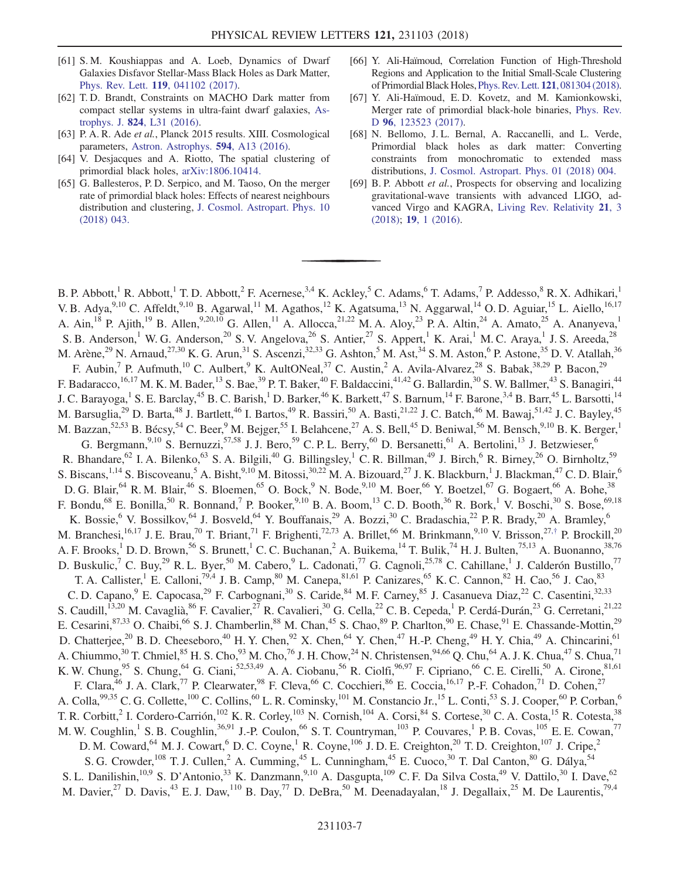[61] S. M. Koushiappas and A. Loeb, Dynamics of Dwarf Galaxies Disfavor Stellar-Mass Black Holes as Dark Matter, Phys. Rev. Lett. **119**, 041102 (2017).

[62] T. D. Brandt, Constraints on MACHO Dark matter from compact stellar systems in ultra-faint dwarf galaxies, Astrophys. J. **824**, L31 (2016).

[63] P. A. R. Ade *et al.*, Planck 2015 results. XIII. Cosmological parameters, Astron. Astrophys. **594**, A13 (2016).

[64] V. Desjacques and A. Riotto, The spatial clustering of primordial black holes, arXiv:1806.10414.

[65] G. Ballesteros, P. D. Serpico, and M. Taoso, On the merger rate of primordial black holes: Effects of nearest neighbours distribution and clustering, J. Cosmol. Astropart. Phys. 10 (2018) 043.

[66] Y. Ali-Haïmoud, Correlation Function of High-Threshold Regions and Application to the Initial Small-Scale Clustering of Primordial Black Holes, Phys. Rev. Lett. **121**, 081304 (2018).

[67] Y. Ali-Haïmoud, E. D. Kovetz, and M. Kamionkowski, Merger rate of primordial black-hole binaries, Phys. Rev. D **96**, 123523 (2017).

[68] N. Bellomo, J. L. Bernal, A. Raccanelli, and L. Verde, Primordial black holes as dark matter: Converting constraints from monochromatic to extended mass distributions, J. Cosmol. Astropart. Phys. 01 (2018) 004.

[69] B. P. Abbott *et al.*, Prospects for observing and localizing gravitational-wave transients with advanced LIGO, advanced Virgo and KAGRA, Living Rev. Relativity **21**, 3 (2018); **19**, 1 (2016).

---

B. P. Abbott,[1] R. Abbott,[1] T. D. Abbott,[2] F. Acernese,[3,4] K. Ackley,[5] C. Adams,[6] T. Adams,[7] P. Addesso,[8] R. X. Adhikari,[1] V. B. Adya,[9,10] C. Affeldt,[9,10] B. Agarwal,[11] M. Agathos,[12] K. Agatsuma,[13] N. Aggarwal,[14] O. D. Aguiar,[15] L. Aiello,[16,17] A. Ain,[18] P. Ajith,[19] B. Allen,[9,20,10] G. Allen,[11] A. Allocca,[21,22] M. A. Aloy,[23] P. A. Altin,[24] A. Amato,[25] A. Ananyeva,[1] S. B. Anderson,[1] W. G. Anderson,[20] S. V. Angelova,[26] S. Antier,[27] S. Appert,[1] K. Arai,[1] M. C. Araya,[1] J. S. Areeda,[28] M. Arène,[29] N. Arnaud,[27,30] K. G. Arun,[31] S. Ascenzi,[32,33] G. Ashton,[5] M. Ast,[34] S. M. Aston,[6] P. Astone,[35] D. V. Atallah,[36] F. Aubin,[7] P. Aufmuth,[10] C. Aulbert,[9] K. AultONeal,[37] C. Austin,[2] A. Avila-Alvarez,[28] S. Babak,[38,29] P. Bacon,[29] F. Badaracco,[16,17] M. K. M. Bader,[13] S. Bae,[39] P. T. Baker,[40] F. Baldaccini,[41,42] G. Ballardin,[30] S. W. Ballmer,[43] S. Banagiri,[44] J. C. Barayoga,[1] S. E. Barclay,[45] B. C. Barish,[1] D. Barker,[46] K. Barkett,[47] S. Barnum,[14] F. Barone,[3,4] B. Barr,[45] L. Barsotti,[14] M. Barsuglia,[29] D. Barta,[48] J. Bartlett,[46] I. Bartos,[49] R. Bassiri,[50] A. Basti,[21,22] J. C. Batch,[46] M. Bawaj,[51,42] J. C. Bayley,[45] M. Bazzan,[52,53] B. Bécsy,[54] C. Beer,[9] M. Bejger,[55] I. Belahcene,[27] A. S. Bell,[45] D. Beniwal,[56] M. Bensch,[9,10] B. K. Berger,[1] G. Bergmann,[9,10] S. Bernuzzi,[57,58] J. J. Bero,[59] C. P. L. Berry,[60] D. Bersanetti,[61] A. Bertolini,[13] J. Betzwieser,[6] R. Bhandare,[62] I. A. Bilenko,[63] S. A. Bilgili,[40] G. Billingsley,[1] C. R. Billman,[49] J. Birch,[6] R. Birney,[26] O. Birnholtz,[59] S. Biscans,[1,14] S. Biscoveanu,[5] A. Bisht,[9,10] M. Bitossi,[30,22] M. A. Bizouard,[27] J. K. Blackburn,[1] J. Blackman,[47] C. D. Blair,[6] D. G. Blair,[64] R. M. Blair,[46] S. Bloemen,[65] O. Bock,[9] N. Bode,[9,10] M. Boer,[66] Y. Boetzel,[67] G. Bogaert,[66] A. Bohe,[38] F. Bondu,[68] E. Bonilla,[50] R. Bonnand,[7] P. Booker,[9,10] B. A. Boom,[13] C. D. Booth,[36] R. Bork,[1] V. Boschi,[30] S. Bose,[69,18] K. Bossie,[6] V. Bossilkov,[64] J. Bosveld,[64] Y. Bouffanais,[29] A. Bozzi,[30] C. Bradaschia,[22] P. R. Brady,[20] A. Bramley,[6] M. Branchesi,[16,17] J. E. Brau,[70] T. Briant,[71] F. Brighenti,[72,73] A. Brillet,[66] M. Brinkmann,[9,10] V. Brisson,[27,†] P. Brockill,[20] A. F. Brooks,[1] D. D. Brown,[56] S. Brunett,[1] C. C. Buchanan,[2] A. Buikema,[14] T. Bulik,[74] H. J. Bulten,[75,13] A. Buonanno,[38,76] D. Buskulic,[7] C. Buy,[29] R. L. Byer,[50] M. Cabero,[9] L. Cadonati,[77] G. Cagnoli,[25,78] C. Cahillane,[1] J. Calderón Bustillo,[77] T. A. Callister,[1] E. Calloni,[79,4] J. B. Camp,[80] M. Canepa,[81,61] P. Canizares,[65] K. C. Cannon,[82] H. Cao,[56] J. Cao,[83] C. D. Capano,[9] E. Capocasa,[29] F. Carbognani,[30] S. Caride,[84] M. F. Carney,[85] J. Casanueva Diaz,[22] C. Casentini,[32,33] S. Caudill,[13,20] M. Cavaglià,[86] F. Cavalier,[27] R. Cavalieri,[30] G. Cella,[22] C. B. Cepeda,[1] P. Cerdá-Durán,[23] G. Cerretani,[21,22] E. Cesarini,[87,33] O. Chaibi,[66] S. J. Chamberlin,[88] M. Chan,[45] S. Chao,[89] P. Charlton,[90] E. Chase,[91] E. Chassande-Mottin,[29] D. Chatterjee,[20] B. D. Cheeseboro,[40] H. Y. Chen,[92] X. Chen,[64] Y. Chen,[47] H.-P. Cheng,[49] H. Y. Chia,[49] A. Chincarini,[61] A. Chiummo,[30] T. Chmiel,[85] H. S. Cho,[93] M. Cho,[76] J. H. Chow,[24] N. Christensen,[94,66] Q. Chu,[64] A. J. K. Chua,[47] S. Chua,[71] K. W. Chung,[95] S. Chung,[64] G. Ciani,[52,53,49] A. A. Ciobanu,[56] R. Ciolfi,[96,97] F. Cipriano,[66] C. E. Cirelli,[50] A. Cirone,[81,61] F. Clara,[46] J. A. Clark,[77] P. Clearwater,[98] F. Cleva,[66] C. Cocchieri,[86] E. Coccia,[16,17] P.-F. Cohadon,[71] D. Cohen,[27] A. Colla,[99,35] C. G. Collette,[100] C. Collins,[60] L. R. Cominsky,[101] M. Constancio Jr.,[15] L. Conti,[53] S. J. Cooper,[60] P. Corban,[6] T. R. Corbitt,[2] I. Cordero-Carrión,[102] K. R. Corley,[103] N. Cornish,[104] A. Corsi,[84] S. Cortese,[30] C. A. Costa,[15] R. Cotesta,[38] M. W. Coughlin,[1] S. B. Coughlin,[36,91] J.-P. Coulon,[66] S. T. Countryman,[103] P. Couvares,[1] P. B. Covas,[105] E. E. Cowan,[77] D. M. Coward,[64] M. J. Cowart,[6] D. C. Coyne,[1] R. Coyne,[106] J. D. E. Creighton,[20] T. D. Creighton,[107] J. Cripe,[2] S. G. Crowder,[108] T. J. Cullen,[2] A. Cumming,[45] L. Cunningham,[45] E. Cuoco,[30] T. Dal Canton,[80] G. Dálya,[54] S. L. Danilishin,[10,9] S. D'Antonio,[33] K. Danzmann,[9,10] A. Dasgupta,[109] C. F. Da Silva Costa,[49] V. Dattilo,[30] I. Dave,[62] M. Davier,[27] D. Davis,[43] E. J. Daw,[110] B. Day,[77] D. DeBra,[50] M. Deenadayalan,[18] J. Degallaix,[25] M. De Laurentis,[79,4]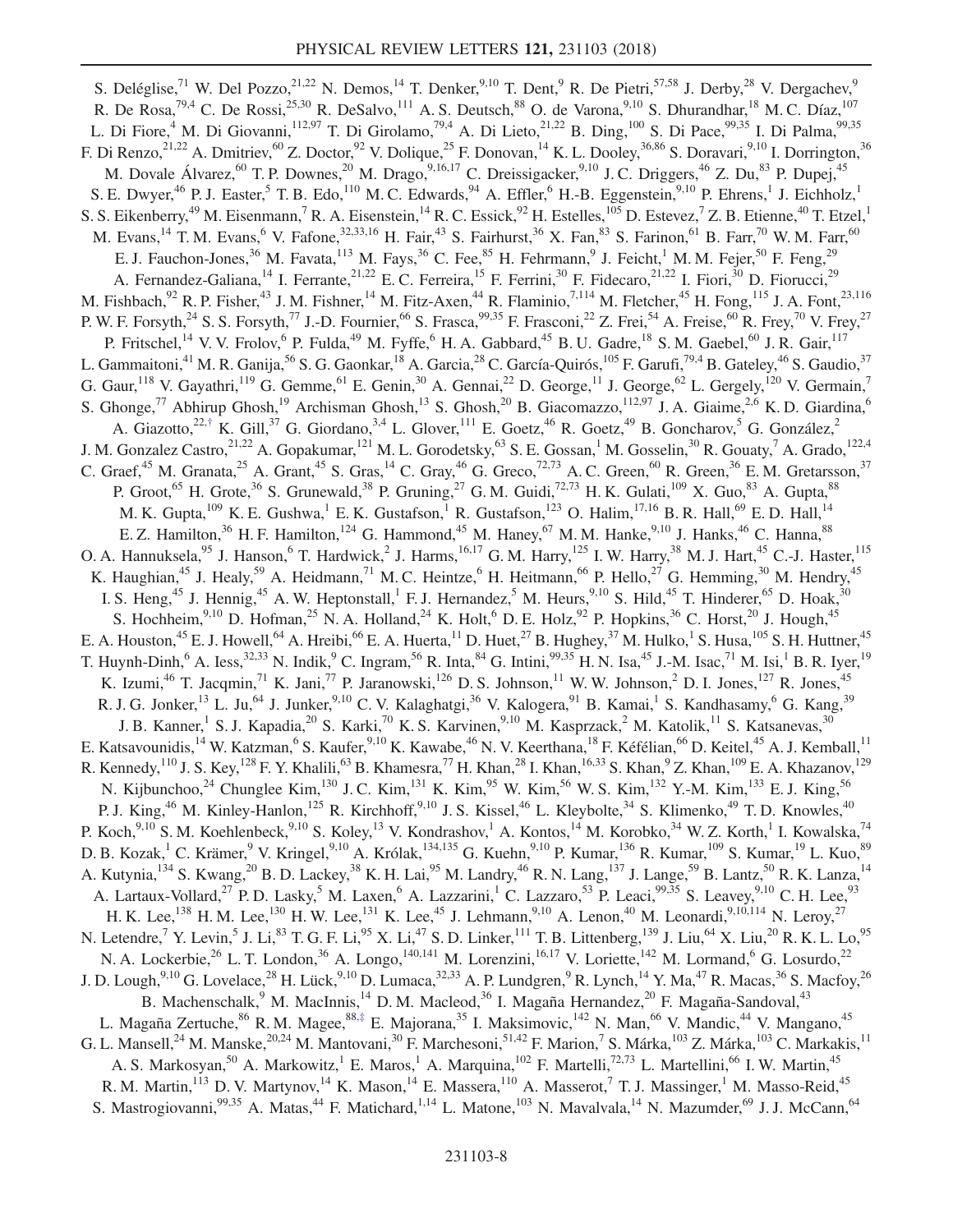S. Deléglise,[71] W. Del Pozzo,[21,22] N. Demos,[14] T. Denker,[9,10] T. Dent,[9] R. De Pietri,[57,58] J. Derby,[28] V. Dergachev,[9] R. De Rosa,[79,4] C. De Rossi,[25,30] R. DeSalvo,[111] A. S. Deutsch,[88] O. de Varona,[9,10] S. Dhurandhar,[18] M. C. Díaz,[107] L. Di Fiore,[4] M. Di Giovanni,[112,97] T. Di Girolamo,[79,4] A. Di Lieto,[21,22] B. Ding,[100] S. Di Pace,[99,35] I. Di Palma,[99,35] F. Di Renzo,[21,22] A. Dmitriev,[60] Z. Doctor,[92] V. Dolique,[25] F. Donovan,[14] K. L. Dooley,[36,86] S. Doravari,[9,10] I. Dorrington,[36] M. Dovale Álvarez,[60] T. P. Downes,[20] M. Drago,[9,16,17] C. Dreissigacker,[9,10] J. C. Driggers,[46] Z. Du,[83] P. Dupej,[45] S. E. Dwyer,[46] P. J. Easter,[5] T. B. Edo,[110] M. C. Edwards,[94] A. Effler,[6] H.-B. Eggenstein,[9,10] P. Ehrens,[1] J. Eichholz,[1] S. S. Eikenberry,[49] M. Eisenmann,[7] R. A. Eisenstein,[14] R. C. Essick,[92] H. Estelles,[105] D. Estevez,[7] Z. B. Etienne,[40] T. Etzel,[1] M. Evans,[14] T. M. Evans,[6] V. Fafone,[32,33,16] H. Fair,[43] S. Fairhurst,[36] X. Fan,[83] S. Farinon,[61] B. Farr,[70] W. M. Farr,[60] E. J. Fauchon-Jones,[36] M. Favata,[113] M. Fays,[36] C. Fee,[85] H. Fehrmann,[9] J. Feicht,[1] M. M. Fejer,[50] F. Feng,[29] A. Fernandez-Galiana,[14] I. Ferrante,[21,22] E. C. Ferreira,[15] F. Ferrini,[30] F. Fidecaro,[21,22] I. Fiori,[30] D. Fiorucci,[29] M. Fishbach,[92] R. P. Fisher,[43] J. M. Fishner,[14] M. Fitz-Axen,[44] R. Flaminio,[7,114] M. Fletcher,[45] H. Fong,[115] J. A. Font,[23,116] P. W. F. Forsyth,[24] S. S. Forsyth,[77] J.-D. Fournier,[66] S. Frasca,[99,35] F. Frasconi,[22] Z. Frei,[54] A. Freise,[60] R. Frey,[70] V. Frey,[27] P. Fritschel,[14] V. V. Frolov,[6] P. Fulda,[49] M. Fyffe,[6] H. A. Gabbard,[45] B. U. Gadre,[18] S. M. Gaebel,[60] J. R. Gair,[117] L. Gammaitoni,[41] M. R. Ganija,[56] S. G. Gaonkar,[18] A. Garcia,[28] C. García-Quirós,[105] F. Garufi,[79,4] B. Gateley,[46] S. Gaudio,[37] G. Gaur,[118] V. Gayathri,[119] G. Gemme,[61] E. Genin,[30] A. Gennai,[22] D. George,[11] J. George,[62] L. Gergely,[120] V. Germain,[7] S. Ghonge,[77] Abhirup Ghosh,[19] Archisman Ghosh,[13] S. Ghosh,[20] B. Giacomazzo,[112,97] J. A. Giaime,[2,6] K. D. Giardina,[6] A. Giazotto,[22,†] K. Gill,[37] G. Giordano,[3,4] L. Glover,[111] E. Goetz,[46] R. Goetz,[49] B. Goncharov,[5] G. González,[2] J. M. Gonzalez Castro,[21,22] A. Gopakumar,[121] M. L. Gorodetsky,[63] S. E. Gossan,[1] M. Gosselin,[30] R. Gouaty,[7] A. Grado,[122,4] C. Graef,[45] M. Granata,[25] A. Grant,[45] S. Gras,[14] C. Gray,[46] G. Greco,[72,73] A. C. Green,[60] R. Green,[36] E. M. Gretarsson,[37] P. Groot,[65] H. Grote,[36] S. Grunewald,[38] P. Gruning,[27] G. M. Guidi,[72,73] H. K. Gulati,[109] X. Guo,[83] A. Gupta,[88] M. K. Gupta,[109] K. E. Gushwa,[1] E. K. Gustafson,[1] R. Gustafson,[123] O. Halim,[17,16] B. R. Hall,[69] E. D. Hall,[14] E. Z. Hamilton,[36] H. F. Hamilton,[124] G. Hammond,[45] M. Haney,[67] M. M. Hanke,[9,10] J. Hanks,[46] C. Hanna,[88] O. A. Hannuksela,[95] J. Hanson,[6] T. Hardwick,[2] J. Harms,[16,17] G. M. Harry,[125] I. W. Harry,[38] M. J. Hart,[45] C.-J. Haster,[115] K. Haughian,[45] J. Healy,[59] A. Heidmann,[71] M. C. Heintze,[6] H. Heitmann,[66] P. Hello,[27] G. Hemming,[30] M. Hendry,[45] I. S. Heng,[45] J. Hennig,[45] A. W. Heptonstall,[1] F. J. Hernandez,[5] M. Heurs,[9,10] S. Hild,[45] T. Hinderer,[65] D. Hoak,[30] S. Hochheim,[9,10] D. Hofman,[25] N. A. Holland,[24] K. Holt,[6] D. E. Holz,[92] P. Hopkins,[36] C. Horst,[20] J. Hough,[45] E. A. Houston,[45] E. J. Howell,[64] A. Hreibi,[66] E. A. Huerta,[11] D. Huet,[27] B. Hughey,[37] M. Hulko,[1] S. Husa,[105] S. H. Huttner,[45] T. Huynh-Dinh,[6] A. Iess,[32,33] N. Indik,[9] C. Ingram,[56] R. Inta,[84] G. Intini,[99,35] H. N. Isa,[45] J.-M. Isac,[71] M. Isi,[1] B. R. Iyer,[19] K. Izumi,[46] T. Jacqmin,[71] K. Jani,[77] P. Jaranowski,[126] D. S. Johnson,[11] W. W. Johnson,[2] D. I. Jones,[127] R. Jones,[45] R. J. G. Jonker,[13] L. Ju,[64] J. Junker,[9,10] C. V. Kalaghatgi,[36] V. Kalogera,[91] B. Kamai,[1] S. Kandhasamy,[6] G. Kang,[39] J. B. Kanner,[1] S. J. Kapadia,[20] S. Karki,[70] K. S. Karvinen,[9,10] M. Kasprzack,[2] M. Katolik,[11] S. Katsanevas,[30] E. Katsavounidis,[14] W. Katzman,[6] S. Kaufer,[9,10] K. Kawabe,[46] N. V. Keerthana,[18] F. Kéfélian,[66] D. Keitel,[45] A. J. Kemball,[11] R. Kennedy,[110] J. S. Key,[128] F. Y. Khalili,[63] B. Khamesra,[77] H. Khan,[28] I. Khan,[16,33] S. Khan,[9] Z. Khan,[109] E. A. Khazanov,[129] N. Kijbunchoo,[24] Chunglee Kim,[130] J. C. Kim,[131] K. Kim,[95] W. Kim,[56] W. S. Kim,[132] Y.-M. Kim,[133] E. J. King,[56] P. J. King,[46] M. Kinley-Hanlon,[125] R. Kirchhoff,[9,10] J. S. Kissel,[46] L. Kleybolte,[34] S. Klimenko,[49] T. D. Knowles,[40] P. Koch,[9,10] S. M. Koehlenbeck,[9,10] S. Koley,[13] V. Kondrashov,[1] A. Kontos,[14] M. Korobko,[34] W. Z. Korth,[1] I. Kowalska,[74] D. B. Kozak,[1] C. Krämer,[9] V. Kringel,[9,10] A. Królak,[134,135] G. Kuehn,[9,10] P. Kumar,[136] R. Kumar,[109] S. Kumar,[19] L. Kuo,[89] A. Kutynia,[134] S. Kwang,[20] B. D. Lackey,[38] K. H. Lai,[95] M. Landry,[46] R. N. Lang,[137] J. Lange,[59] B. Lantz,[50] R. K. Lanza,[14] A. Lartaux-Vollard,[27] P. D. Lasky,[5] M. Laxen,[6] A. Lazzarini,[1] C. Lazzaro,[53] P. Leaci,[99,35] S. Leavey,[9,10] C. H. Lee,[93] H. K. Lee,[138] H. M. Lee,[130] H. W. Lee,[131] K. Lee,[45] J. Lehmann,[9,10] A. Lenon,[40] M. Leonardi,[9,10,114] N. Leroy,[27] N. Letendre,[7] Y. Levin,[5] J. Li,[83] T. G. F. Li,[95] X. Li,[47] S. D. Linker,[111] T. B. Littenberg,[139] J. Liu,[64] X. Liu,[20] R. K. L. Lo,[95] N. A. Lockerbie,[26] L. T. London,[36] A. Longo,[140,141] M. Lorenzini,[16,17] V. Loriette,[142] M. Lormand,[6] G. Losurdo,[22] J. D. Lough,[9,10] G. Lovelace,[28] H. Lück,[9,10] D. Lumaca,[32,33] A. P. Lundgren,[9] R. Lynch,[14] Y. Ma,[47] R. Macas,[36] S. Macfoy,[26] B. Machenschalk,[9] M. MacInnis,[14] D. M. Macleod,[36] I. Magaña Hernandez,[20] F. Magaña-Sandoval,[43] L. Magaña Zertuche,[86] R. M. Magee,[88,‡] E. Majorana,[35] I. Maksimovic,[142] N. Man,[66] V. Mandic,[44] V. Mangano,[45] G. L. Mansell,[24] M. Manske,[20,24] M. Mantovani,[30] F. Marchesoni,[51,42] F. Marion,[7] S. Márka,[103] Z. Márka,[103] C. Markakis,[11] A. S. Markosyan,[50] A. Markowitz,[1] E. Maros,[1] A. Marquina,[102] F. Martelli,[72,73] L. Martellini,[66] I. W. Martin,[45] R. M. Martin,[113] D. V. Martynov,[14] K. Mason,[14] E. Massera,[110] A. Masserot,[7] T. J. Massinger,[1] M. Masso-Reid,[45] S. Mastrogiovanni,[99,35] A. Matas,[44] F. Matichard,[1,14] L. Matone,[103] N. Mavalvala,[14] N. Mazumder,[69] J. J. McCann,[64]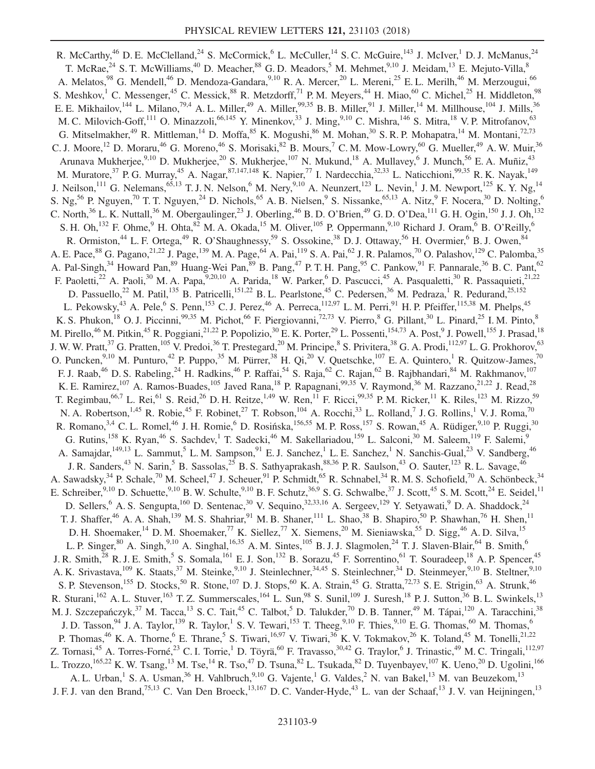R. McCarthy,[46] D. E. McClelland,[24] S. McCormick,[6] L. McCuller,[14] S. C. McGuire,[143] J. McIver,[1] D. J. McManus,[24] T. McRae,[24] S. T. McWilliams,[40] D. Meacher,[88] G. D. Meadors,[5] M. Mehmet,[9,10] J. Meidam,[13] E. Mejuto-Villa,[8] A. Melatos,[98] G. Mendell,[46] D. Mendoza-Gandara,[9,10] R. A. Mercer,[20] L. Mereni,[25] E. L. Merilh,[46] M. Merzougui,[66] S. Meshkov,[1] C. Messenger,[45] C. Messick,[88] R. Metzdorff,[71] P. M. Meyers,[44] H. Miao,[60] C. Michel,[25] H. Middleton,[98] E. E. Mikhailov,[144] L. Milano,[79,4] A. L. Miller,[49] A. Miller,[99,35] B. B. Miller,[91] J. Miller,[14] M. Millhouse,[104] J. Mills,[36] M. C. Milovich-Goff,[111] O. Minazzoli,[66,145] Y. Minenkov,[33] J. Ming,[9,10] C. Mishra,[146] S. Mitra,[18] V. P. Mitrofanov,[63] G. Mitselmakher,[49] R. Mittleman,[14] D. Moffa,[85] K. Mogushi,[86] M. Mohan,[30] S. R. P. Mohapatra,[14] M. Montani,[72,73] C. J. Moore,[12] D. Moraru,[46] G. Moreno,[46] S. Morisaki,[82] B. Mours,[7] C. M. Mow-Lowry,[60] G. Mueller,[49] A. W. Muir,[36] Arunava Mukherjee,[9,10] D. Mukherjee,[20] S. Mukherjee,[107] N. Mukund,[18] A. Mullavey,[6] J. Munch,[56] E. A. Muñiz,[43] M. Muratore,[37] P. G. Murray,[45] A. Nagar,[87,147,148] K. Napier,[77] I. Nardecchia,[32,33] L. Naticchioni,[99,35] R. K. Nayak,[149] J. Neilson,[111] G. Nelemans,[65,13] T. J. N. Nelson,[6] M. Nery,[9,10] A. Neunzert,[123] L. Nevin,[1] J. M. Newport,[125] K. Y. Ng,[14] S. Ng,[56] P. Nguyen,[70] T. T. Nguyen,[24] D. Nichols,[65] A. B. Nielsen,[9] S. Nissanke,[65,13] A. Nitz,[9] F. Nocera,[30] D. Nolting,[6] C. North,[36] L. K. Nuttall,[36] M. Obergaulinger,[23] J. Oberling,[46] B. D. O'Brien,[49] G. D. O'Dea,[111] G. H. Ogin,[150] J. J. Oh,[132] S. H. Oh,[132] F. Ohme,[9] H. Ohta,[82] M. A. Okada,[15] M. Oliver,[105] P. Oppermann,[9,10] Richard J. Oram,[6] B. O'Reilly,[6] R. Ormiston,[44] L. F. Ortega,[49] R. O'Shaughnessy,[59] S. Ossokine,[38] D. J. Ottaway,[56] H. Overmier,[6] B. J. Owen,[84] A. E. Pace,[88] G. Pagano,[21,22] J. Page,[139] M. A. Page,[64] A. Pai,[119] S. A. Pai,[62] J. R. Palamos,[70] O. Palashov,[129] C. Palomba,[35] A. Pal-Singh,[34] Howard Pan,[89] Huang-Wei Pan,[89] B. Pang,[47] P. T. H. Pang,[95] C. Pankow,[91] F. Pannarale,[36] B. C. Pant,[62] F. Paoletti,[22] A. Paoli,[30] M. A. Papa,[9,20,10] A. Parida,[18] W. Parker,[6] D. Pascucci,[45] A. Pasqualetti,[30] R. Passaquieti,[21,22] D. Passuello,[22] M. Patil,[135] B. Patricelli,[151,22] B. L. Pearlstone,[45] C. Pedersen,[36] M. Pedraza,[1] R. Pedurand,[25,152] L. Pekowsky,[43] A. Pele,[6] S. Penn,[153] C. J. Perez,[46] A. Perreca,[112,97] L. M. Perri,[91] H. P. Pfeiffer,[115,38] M. Phelps,[45] K. S. Phukon,[18] O. J. Piccinni,[99,35] M. Pichot,[66] F. Piergiovanni,[72,73] V. Pierro,[8] G. Pillant,[30] L. Pinard,[25] I. M. Pinto,[8] M. Pirello,[46] M. Pitkin,[45] R. Poggiani,[21,22] P. Popolizio,[30] E. K. Porter,[29] L. Possenti,[154,73] A. Post,[9] J. Powell,[155] J. Prasad,[18] J. W. W. Pratt,[37] G. Pratten,[105] V. Predoi,[36] T. Prestegard,[20] M. Principe,[8] S. Privitera,[38] G. A. Prodi,[112,97] L. G. Prokhorov,[63] O. Puncken,[9,10] M. Punturo,[42] P. Puppo,[35] M. Pürrer,[38] H. Qi,[20] V. Quetschke,[107] E. A. Quintero,[1] R. Quitzow-James,[70] F. J. Raab,[46] D. S. Rabeling,[24] H. Radkins,[46] P. Raffai,[54] S. Raja,[62] C. Rajan,[62] B. Rajbhandari,[84] M. Rakhmanov,[107] K. E. Ramirez,[107] A. Ramos-Buades,[105] Javed Rana,[18] P. Rapagnani,[99,35] V. Raymond,[36] M. Razzano,[21,22] J. Read,[28] T. Regimbau,[66,7] L. Rei,[61] S. Reid,[26] D. H. Reitze,[1,49] W. Ren,[11] F. Ricci,[99,35] P. M. Ricker,[11] K. Riles,[123] M. Rizzo,[59] N. A. Robertson,[1,45] R. Robie,[45] F. Robinet,[27] T. Robson,[104] A. Rocchi,[33] L. Rolland,[7] J. G. Rollins,[1] V. J. Roma,[70] R. Romano,[3,4] C. L. Romel,[46] J. H. Romie,[6] D. Rosińska,[156,55] M. P. Ross,[157] S. Rowan,[45] A. Rüdiger,[9,10] P. Ruggi,[30] G. Rutins,[158] K. Ryan,[46] S. Sachdev,[1] T. Sadecki,[46] M. Sakellariadou,[159] L. Salconi,[30] M. Saleem,[119] F. Salemi,[9] A. Samajdar,[149,13] L. Sammut,[5] L. M. Sampson,[91] E. J. Sanchez,[1] L. E. Sanchez,[1] N. Sanchis-Gual,[23] V. Sandberg,[46] J. R. Sanders,[43] N. Sarin,[5] B. Sassolas,[25] B. S. Sathyaprakash,[88,36] P. R. Saulson,[43] O. Sauter,[123] R. L. Savage,[46] A. Sawadsky,[34] P. Schale,[70] M. Scheel,[47] J. Scheuer,[91] P. Schmidt,[65] R. Schnabel,[34] R. M. S. Schofield,[70] A. Schönbeck,[34] E. Schreiber,[9,10] D. Schuette,[9,10] B. W. Schulte,[9,10] B. F. Schutz,[36,9] S. G. Schwalbe,[37] J. Scott,[45] S. M. Scott,[24] E. Seidel,[11] D. Sellers,[6] A. S. Sengupta,[160] D. Sentenac,[30] V. Sequino,[32,33,16] A. Sergeev,[129] Y. Setyawati,[9] D. A. Shaddock,[24] T. J. Shaffer,[46] A. A. Shah,[139] M. S. Shahriar,[91] M. B. Shaner,[111] L. Shao,[38] B. Shapiro,[50] P. Shawhan,[76] H. Shen,[11] D. H. Shoemaker,[14] D. M. Shoemaker,[77] K. Siellez,[77] X. Siemens,[20] M. Sieniawska,[55] D. Sigg,[46] A. D. Silva,[15] L. P. Singer,[80] A. Singh,[9,10] A. Singhal,[16,35] A. M. Sintes,[105] B. J. J. Slagmolen,[24] T. J. Slaven-Blair,[64] B. Smith,[6] J. R. Smith,[28] R. J. E. Smith,[5] S. Somala,[161] E. J. Son,[132] B. Sorazu,[45] F. Sorrentino,[61] T. Souradeep,[18] A. P. Spencer,[45] A. K. Srivastava,[109] K. Staats,[37] M. Steinke,[9,10] J. Steinlechner,[34,45] S. Steinlechner,[34] D. Steinmeyer,[9,10] B. Steltner,[9,10] S. P. Stevenson,[155] D. Stocks,[50] R. Stone,[107] D. J. Stops,[60] K. A. Strain,[45] G. Stratta,[72,73] S. E. Strigin,[63] A. Strunk,[46] R. Sturani,[162] A. L. Stuver,[163] T. Z. Summerscales,[164] L. Sun,[98] S. Sunil,[109] J. Suresh,[18] P. J. Sutton,[36] B. L. Swinkels,[13] M. J. Szczepańczyk,[37] M. Tacca,[13] S. C. Tait,[45] C. Talbot,[5] D. Talukder,[70] D. B. Tanner,[49] M. Tápai,[120] A. Taracchini,[38] J. D. Tasson,[94] J. A. Taylor,[139] R. Taylor,[1] S. V. Tewari,[153] T. Theeg,[9,10] F. Thies,[9,10] E. G. Thomas,[60] M. Thomas,[6] P. Thomas,[46] K. A. Thorne,[6] E. Thrane,[5] S. Tiwari,[16,97] V. Tiwari,[36] K. V. Tokmakov,[26] K. Toland,[45] M. Tonelli,[21,22] Z. Tornasi,[45] A. Torres-Forné,[23] C. I. Torrie,[1] D. Töyrä,[60] F. Travasso,[30,42] G. Traylor,[6] J. Trinastic,[49] M. C. Tringali,[112,97] L. Trozzo,[165,22] K. W. Tsang,[13] M. Tse,[14] R. Tso,[47] D. Tsuna,[82] L. Tsukada,[82] D. Tuyenbayev,[107] K. Ueno,[20] D. Ugolini,[166] A. L. Urban,[1] S. A. Usman,[36] H. Vahlbruch,[9,10] G. Vajente,[1] G. Valdes,[2] N. van Bakel,[13] M. van Beuzekom,[13] J. F. J. van den Brand,[75,13] C. Van Den Broeck,[13,167] D. C. Vander-Hyde,[43] L. van der Schaaf,[13] J. V. van Heijningen,[13]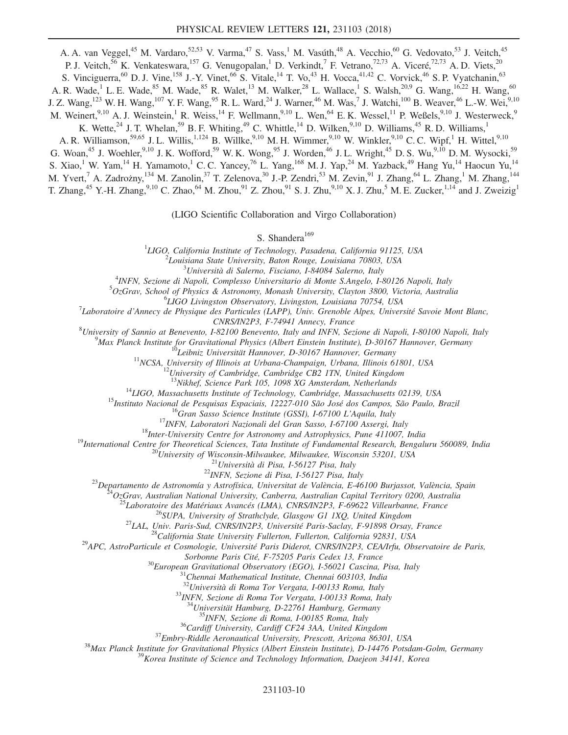A. A. van Veggel,[45] M. Vardaro,[52,53] V. Varma,[47] S. Vass,[1] M. Vasúth,[48] A. Vecchio,[60] G. Vedovato,[53] J. Veitch,[45] P. J. Veitch,[56] K. Venkateswara,[157] G. Venugopalan,[1] D. Verkindt,[7] F. Vetrano,[72,73] A. Viceré,[72,73] A. D. Viets,[20] S. Vinciguerra,[60] D. J. Vine,[158] J.-Y. Vinet,[66] S. Vitale,[14] T. Vo,[43] H. Vocca,[41,42] C. Vorvick,[46] S. P. Vyatchanin,[63] A. R. Wade,[1] L. E. Wade,[85] M. Wade,[85] R. Walet,[13] M. Walker,[28] L. Wallace,[1] S. Walsh,[20,9] G. Wang,[16,22] H. Wang,[60] J. Z. Wang,[123] W. H. Wang,[107] Y. F. Wang,[95] R. L. Ward,[24] J. Warner,[46] M. Was,[7] J. Watchi,[100] B. Weaver,[46] L.-W. Wei,[9,10] M. Weinert,[9,10] A. J. Weinstein,[1] R. Weiss,[14] F. Wellmann,[9,10] L. Wen,[64] E. K. Wessel,[11] P. Weßels,[9,10] J. Westerweck,[9] K. Wette,[24] J. T. Whelan,[59] B. F. Whiting,[49] C. Whittle,[14] D. Wilken,[9,10] D. Williams,[45] R. D. Williams,[1] A. R. Williamson,[59,65] J. L. Willis,[1,124] B. Willke,[9,10] M. H. Wimmer,[9,10] W. Winkler,[9,10] C. C. Wipf,[1] H. Wittel,[9,10] G. Woan,[45] J. Woehler,[9,10] J. K. Wofford,[59] W. K. Wong,[95] J. Worden,[46] J. L. Wright,[45] D. S. Wu,[9,10] D. M. Wysocki,[59] S. Xiao,[1] W. Yam,[14] H. Yamamoto,[1] C. C. Yancey,[76] L. Yang,[168] M. J. Yap,[24] M. Yazback,[49] Hang Yu,[14] Haocun Yu,[14] M. Yvert,[7] A. Zadrożny,[134] M. Zanolin,[37] T. Zelenova,[30] J.-P. Zendri,[53] M. Zevin,[91] J. Zhang,[64] L. Zhang,[1] M. Zhang,[144] T. Zhang,[45] Y.-H. Zhang,[9,10] C. Zhao,[64] M. Zhou,[91] Z. Zhou,[91] S. J. Zhu,[9,10] X. J. Zhu,[5] M. E. Zucker,[1,14] and J. Zweizig[1]

(LIGO Scientific Collaboration and Virgo Collaboration)

S. Shandera[169]

[1]*LIGO, California Institute of Technology, Pasadena, California 91125, USA*
[2]*Louisiana State University, Baton Rouge, Louisiana 70803, USA*
[3]*Università di Salerno, Fisciano, I-84084 Salerno, Italy*
[4]*INFN, Sezione di Napoli, Complesso Universitario di Monte S.Angelo, I-80126 Napoli, Italy*
[5]*OzGrav, School of Physics & Astronomy, Monash University, Clayton 3800, Victoria, Australia*
[6]*LIGO Livingston Observatory, Livingston, Louisiana 70754, USA*
[7]*Laboratoire d'Annecy de Physique des Particules (LAPP), Univ. Grenoble Alpes, Université Savoie Mont Blanc, CNRS/IN2P3, F-74941 Annecy, France*
[8]*University of Sannio at Benevento, I-82100 Benevento, Italy and INFN, Sezione di Napoli, I-80100 Napoli, Italy*
[9]*Max Planck Institute for Gravitational Physics (Albert Einstein Institute), D-30167 Hannover, Germany*
[10]*Leibniz Universität Hannover, D-30167 Hannover, Germany*
[11]*NCSA, University of Illinois at Urbana-Champaign, Urbana, Illinois 61801, USA*
[12]*University of Cambridge, Cambridge CB2 1TN, United Kingdom*
[13]*Nikhef, Science Park 105, 1098 XG Amsterdam, Netherlands*
[14]*LIGO, Massachusetts Institute of Technology, Cambridge, Massachusetts 02139, USA*
[15]*Instituto Nacional de Pesquisas Espaciais, 12227-010 São José dos Campos, São Paulo, Brazil*
[16]*Gran Sasso Science Institute (GSSI), I-67100 L'Aquila, Italy*
[17]*INFN, Laboratori Nazionali del Gran Sasso, I-67100 Assergi, Italy*
[18]*Inter-University Centre for Astronomy and Astrophysics, Pune 411007, India*
[19]*International Centre for Theoretical Sciences, Tata Institute of Fundamental Research, Bengaluru 560089, India*
[20]*University of Wisconsin-Milwaukee, Milwaukee, Wisconsin 53201, USA*
[21]*Università di Pisa, I-56127 Pisa, Italy*
[22]*INFN, Sezione di Pisa, I-56127 Pisa, Italy*
[23]*Departamento de Astronomía y Astrofísica, Universitat de València, E-46100 Burjassot, València, Spain*
[24]*OzGrav, Australian National University, Canberra, Australian Capital Territory 0200, Australia*
[25]*Laboratoire des Matériaux Avancés (LMA), CNRS/IN2P3, F-69622 Villeurbanne, France*
[26]*SUPA, University of Strathclyde, Glasgow G1 1XQ, United Kingdom*
[27]*LAL, Univ. Paris-Sud, CNRS/IN2P3, Université Paris-Saclay, F-91898 Orsay, France*
[28]*California State University Fullerton, Fullerton, California 92831, USA*
[29]*APC, AstroParticule et Cosmologie, Université Paris Diderot, CNRS/IN2P3, CEA/Irfu, Observatoire de Paris, Sorbonne Paris Cité, F-75205 Paris Cedex 13, France*
[30]*European Gravitational Observatory (EGO), I-56021 Cascina, Pisa, Italy*
[31]*Chennai Mathematical Institute, Chennai 603103, India*
[32]*Università di Roma Tor Vergata, I-00133 Roma, Italy*
[33]*INFN, Sezione di Roma Tor Vergata, I-00133 Roma, Italy*
[34]*Universität Hamburg, D-22761 Hamburg, Germany*
[35]*INFN, Sezione di Roma, I-00185 Roma, Italy*
[36]*Cardiff University, Cardiff CF24 3AA, United Kingdom*
[37]*Embry-Riddle Aeronautical University, Prescott, Arizona 86301, USA*
[38]*Max Planck Institute for Gravitational Physics (Albert Einstein Institute), D-14476 Potsdam-Golm, Germany*
[39]*Korea Institute of Science and Technology Information, Daejeon 34141, Korea*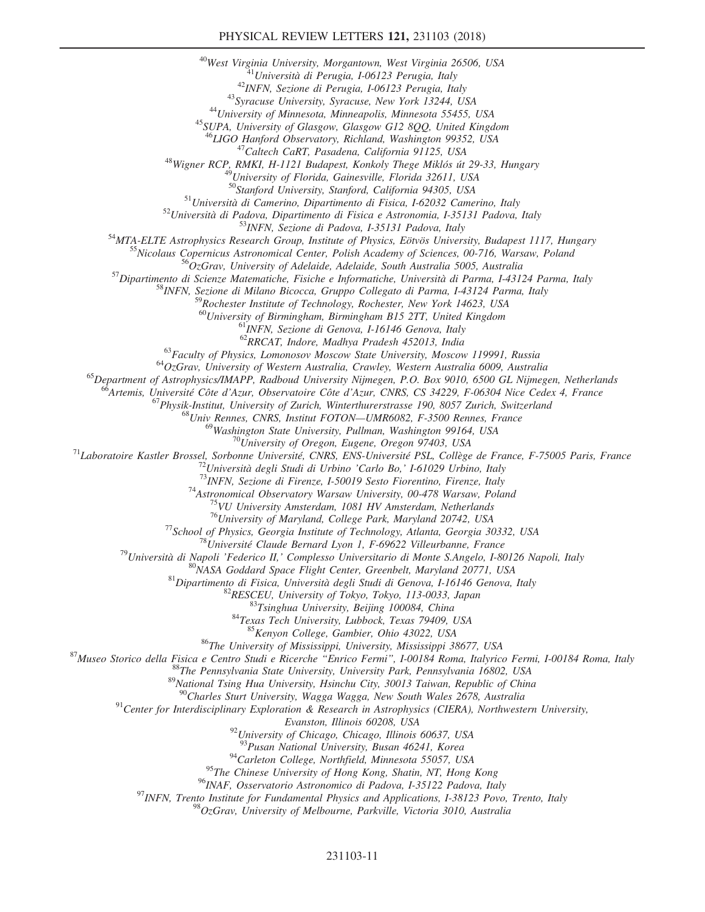[40]West Virginia University, Morgantown, West Virginia 26506, USA
[41]Università di Perugia, I-06123 Perugia, Italy
[42]INFN, Sezione di Perugia, I-06123 Perugia, Italy
[43]Syracuse University, Syracuse, New York 13244, USA
[44]University of Minnesota, Minneapolis, Minnesota 55455, USA
[45]SUPA, University of Glasgow, Glasgow G12 8QQ, United Kingdom
[46]LIGO Hanford Observatory, Richland, Washington 99352, USA
[47]Caltech CaRT, Pasadena, California 91125, USA
[48]Wigner RCP, RMKI, H-1121 Budapest, Konkoly Thege Miklós út 29-33, Hungary
[49]University of Florida, Gainesville, Florida 32611, USA
[50]Stanford University, Stanford, California 94305, USA
[51]Università di Camerino, Dipartimento di Fisica, I-62032 Camerino, Italy
[52]Università di Padova, Dipartimento di Fisica e Astronomia, I-35131 Padova, Italy
[53]INFN, Sezione di Padova, I-35131 Padova, Italy
[54]MTA-ELTE Astrophysics Research Group, Institute of Physics, Eötvös University, Budapest 1117, Hungary
[55]Nicolaus Copernicus Astronomical Center, Polish Academy of Sciences, 00-716, Warsaw, Poland
[56]OzGrav, University of Adelaide, Adelaide, South Australia 5005, Australia
[57]Dipartimento di Scienze Matematiche, Fisiche e Informatiche, Università di Parma, I-43124 Parma, Italy
[58]INFN, Sezione di Milano Bicocca, Gruppo Collegato di Parma, I-43124 Parma, Italy
[59]Rochester Institute of Technology, Rochester, New York 14623, USA
[60]University of Birmingham, Birmingham B15 2TT, United Kingdom
[61]INFN, Sezione di Genova, I-16146 Genova, Italy
[62]RRCAT, Indore, Madhya Pradesh 452013, India
[63]Faculty of Physics, Lomonosov Moscow State University, Moscow 119991, Russia
[64]OzGrav, University of Western Australia, Crawley, Western Australia 6009, Australia
[65]Department of Astrophysics/IMAPP, Radboud University Nijmegen, P.O. Box 9010, 6500 GL Nijmegen, Netherlands
[66]Artemis, Université Côte d'Azur, Observatoire Côte d'Azur, CNRS, CS 34229, F-06304 Nice Cedex 4, France
[67]Physik-Institut, University of Zurich, Winterthurerstrasse 190, 8057 Zurich, Switzerland
[68]Univ Rennes, CNRS, Institut FOTON—UMR6082, F-3500 Rennes, France
[69]Washington State University, Pullman, Washington 99164, USA
[70]University of Oregon, Eugene, Oregon 97403, USA
[71]Laboratoire Kastler Brossel, Sorbonne Université, CNRS, ENS-Université PSL, Collège de France, F-75005 Paris, France
[72]Università degli Studi di Urbino 'Carlo Bo,' I-61029 Urbino, Italy
[73]INFN, Sezione di Firenze, I-50019 Sesto Fiorentino, Firenze, Italy
[74]Astronomical Observatory Warsaw University, 00-478 Warsaw, Poland
[75]VU University Amsterdam, 1081 HV Amsterdam, Netherlands
[76]University of Maryland, College Park, Maryland 20742, USA
[77]School of Physics, Georgia Institute of Technology, Atlanta, Georgia 30332, USA
[78]Université Claude Bernard Lyon 1, F-69622 Villeurbanne, France
[79]Università di Napoli 'Federico II,' Complesso Universitario di Monte S.Angelo, I-80126 Napoli, Italy
[80]NASA Goddard Space Flight Center, Greenbelt, Maryland 20771, USA
[81]Dipartimento di Fisica, Università degli Studi di Genova, I-16146 Genova, Italy
[82]RESCEU, University of Tokyo, Tokyo, 113-0033, Japan
[83]Tsinghua University, Beijing 100084, China
[84]Texas Tech University, Lubbock, Texas 79409, USA
[85]Kenyon College, Gambier, Ohio 43022, USA
[86]The University of Mississippi, University, Mississippi 38677, USA
[87]Museo Storico della Fisica e Centro Studi e Ricerche "Enrico Fermi", I-00184 Roma, Italyrico Fermi, I-00184 Roma, Italy
[88]The Pennsylvania State University, University Park, Pennsylvania 16802, USA
[89]National Tsing Hua University, Hsinchu City, 30013 Taiwan, Republic of China
[90]Charles Sturt University, Wagga Wagga, New South Wales 2678, Australia
[91]Center for Interdisciplinary Exploration & Research in Astrophysics (CIERA), Northwestern University, Evanston, Illinois 60208, USA
[92]University of Chicago, Chicago, Illinois 60637, USA
[93]Pusan National University, Busan 46241, Korea
[94]Carleton College, Northfield, Minnesota 55057, USA
[95]The Chinese University of Hong Kong, Shatin, NT, Hong Kong
[96]INAF, Osservatorio Astronomico di Padova, I-35122 Padova, Italy
[97]INFN, Trento Institute for Fundamental Physics and Applications, I-38123 Povo, Trento, Italy
[98]OzGrav, University of Melbourne, Parkville, Victoria 3010, Australia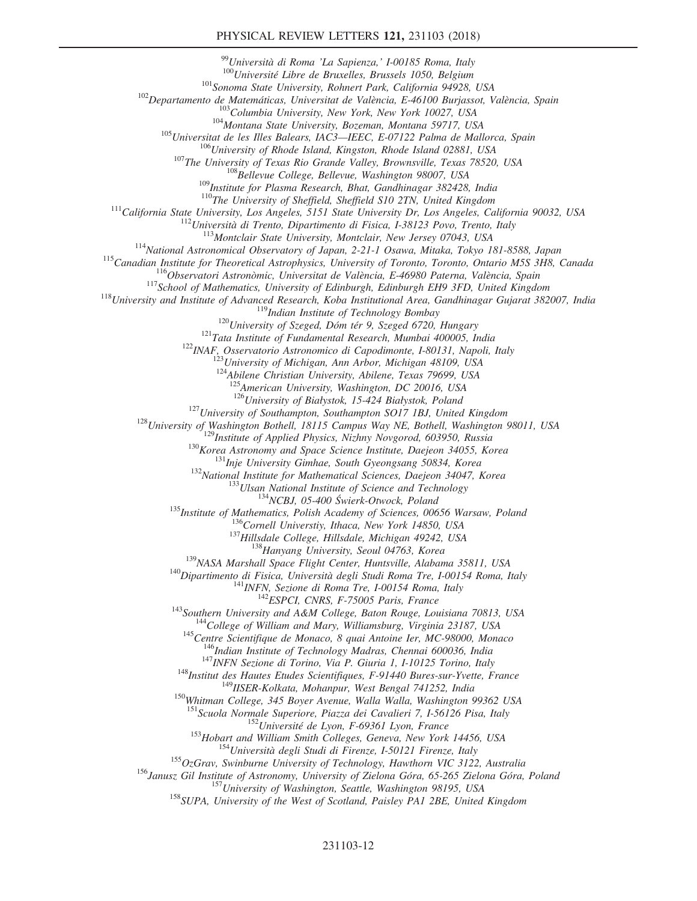[99]Università di Roma 'La Sapienza,' I-00185 Roma, Italy
[100]Université Libre de Bruxelles, Brussels 1050, Belgium
[101]Sonoma State University, Rohnert Park, California 94928, USA
[102]Departamento de Matemáticas, Universitat de València, E-46100 Burjassot, València, Spain
[103]Columbia University, New York, New York 10027, USA
[104]Montana State University, Bozeman, Montana 59717, USA
[105]Universitat de les Illes Balears, IAC3—IEEC, E-07122 Palma de Mallorca, Spain
[106]University of Rhode Island, Kingston, Rhode Island 02881, USA
[107]The University of Texas Rio Grande Valley, Brownsville, Texas 78520, USA
[108]Bellevue College, Bellevue, Washington 98007, USA
[109]Institute for Plasma Research, Bhat, Gandhinagar 382428, India
[110]The University of Sheffield, Sheffield S10 2TN, United Kingdom
[111]California State University, Los Angeles, 5151 State University Dr, Los Angeles, California 90032, USA
[112]Università di Trento, Dipartimento di Fisica, I-38123 Povo, Trento, Italy
[113]Montclair State University, Montclair, New Jersey 07043, USA
[114]National Astronomical Observatory of Japan, 2-21-1 Osawa, Mitaka, Tokyo 181-8588, Japan
[115]Canadian Institute for Theoretical Astrophysics, University of Toronto, Toronto, Ontario M5S 3H8, Canada
[116]Observatori Astronòmic, Universitat de València, E-46980 Paterna, València, Spain
[117]School of Mathematics, University of Edinburgh, Edinburgh EH9 3FD, United Kingdom
[118]University and Institute of Advanced Research, Koba Institutional Area, Gandhinagar Gujarat 382007, India
[119]Indian Institute of Technology Bombay
[120]University of Szeged, Dóm tér 9, Szeged 6720, Hungary
[121]Tata Institute of Fundamental Research, Mumbai 400005, India
[122]INAF, Osservatorio Astronomico di Capodimonte, I-80131, Napoli, Italy
[123]University of Michigan, Ann Arbor, Michigan 48109, USA
[124]Abilene Christian University, Abilene, Texas 79699, USA
[125]American University, Washington, DC 20016, USA
[126]University of Białystok, 15-424 Białystok, Poland
[127]University of Southampton, Southampton SO17 1BJ, United Kingdom
[128]University of Washington Bothell, 18115 Campus Way NE, Bothell, Washington 98011, USA
[129]Institute of Applied Physics, Nizhny Novgorod, 603950, Russia
[130]Korea Astronomy and Space Science Institute, Daejeon 34055, Korea
[131]Inje University Gimhae, South Gyeongsang 50834, Korea
[132]National Institute for Mathematical Sciences, Daejeon 34047, Korea
[133]Ulsan National Institute of Science and Technology
[134]NCBJ, 05-400 Świerk-Otwock, Poland
[135]Institute of Mathematics, Polish Academy of Sciences, 00656 Warsaw, Poland
[136]Cornell Universtiy, Ithaca, New York 14850, USA
[137]Hillsdale College, Hillsdale, Michigan 49242, USA
[138]Hanyang University, Seoul 04763, Korea
[139]NASA Marshall Space Flight Center, Huntsville, Alabama 35811, USA
[140]Dipartimento di Fisica, Università degli Studi Roma Tre, I-00154 Roma, Italy
[141]INFN, Sezione di Roma Tre, I-00154 Roma, Italy
[142]ESPCI, CNRS, F-75005 Paris, France
[143]Southern University and A&M College, Baton Rouge, Louisiana 70813, USA
[144]College of William and Mary, Williamsburg, Virginia 23187, USA
[145]Centre Scientifique de Monaco, 8 quai Antoine Ier, MC-98000, Monaco
[146]Indian Institute of Technology Madras, Chennai 600036, India
[147]INFN Sezione di Torino, Via P. Giuria 1, I-10125 Torino, Italy
[148]Institut des Hautes Etudes Scientifiques, F-91440 Bures-sur-Yvette, France
[149]IISER-Kolkata, Mohanpur, West Bengal 741252, India
[150]Whitman College, 345 Boyer Avenue, Walla Walla, Washington 99362 USA
[151]Scuola Normale Superiore, Piazza dei Cavalieri 7, I-56126 Pisa, Italy
[152]Université de Lyon, F-69361 Lyon, France
[153]Hobart and William Smith Colleges, Geneva, New York 14456, USA
[154]Università degli Studi di Firenze, I-50121 Firenze, Italy
[155]OzGrav, Swinburne University of Technology, Hawthorn VIC 3122, Australia
[156]Janusz Gil Institute of Astronomy, University of Zielona Góra, 65-265 Zielona Góra, Poland
[157]University of Washington, Seattle, Washington 98195, USA
[158]SUPA, University of the West of Scotland, Paisley PA1 2BE, United Kingdom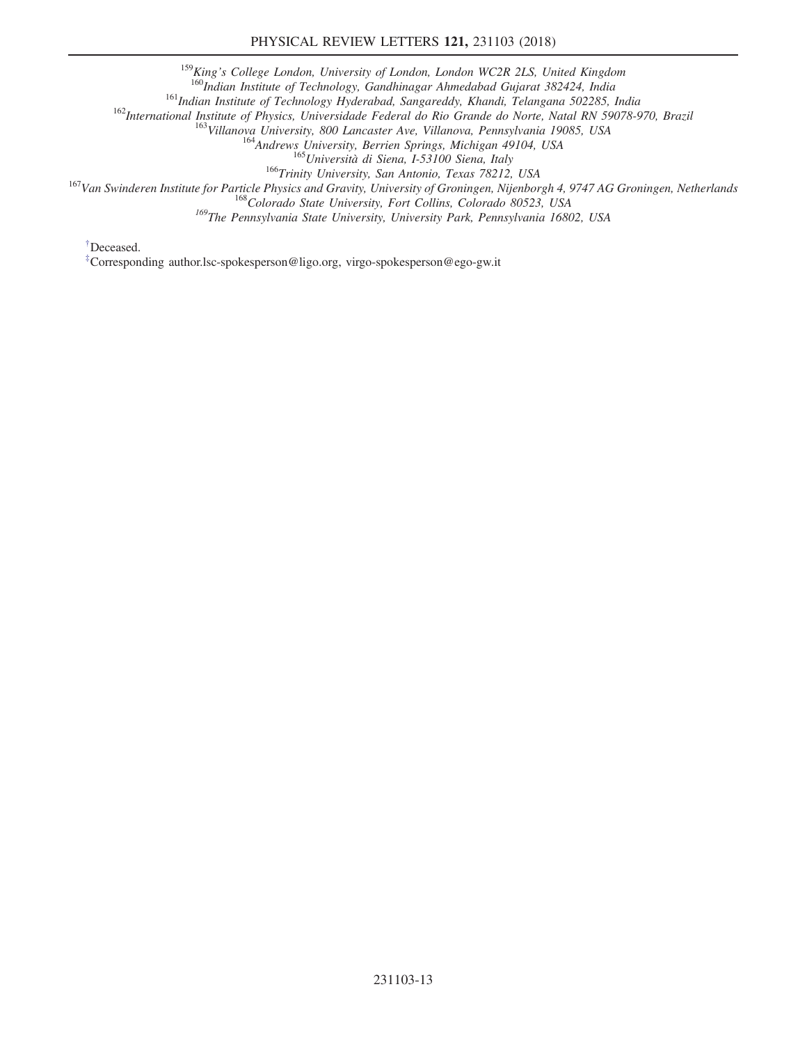[159]*King's College London, University of London, London WC2R 2LS, United Kingdom*

[160]*Indian Institute of Technology, Gandhinagar Ahmedabad Gujarat 382424, India*

[161]*Indian Institute of Technology Hyderabad, Sangareddy, Khandi, Telangana 502285, India*

[162]*International Institute of Physics, Universidade Federal do Rio Grande do Norte, Natal RN 59078-970, Brazil*

[163]*Villanova University, 800 Lancaster Ave, Villanova, Pennsylvania 19085, USA*

[164]*Andrews University, Berrien Springs, Michigan 49104, USA*

[165]*Università di Siena, I-53100 Siena, Italy*

[166]*Trinity University, San Antonio, Texas 78212, USA*

[167]*Van Swinderen Institute for Particle Physics and Gravity, University of Groningen, Nijenborgh 4, 9747 AG Groningen, Netherlands*

[168]*Colorado State University, Fort Collins, Colorado 80523, USA*

[169]*The Pennsylvania State University, University Park, Pennsylvania 16802, USA*

[†]Deceased.

[‡]Corresponding author.lsc-spokesperson@ligo.org, virgo-spokesperson@ego-gw.it